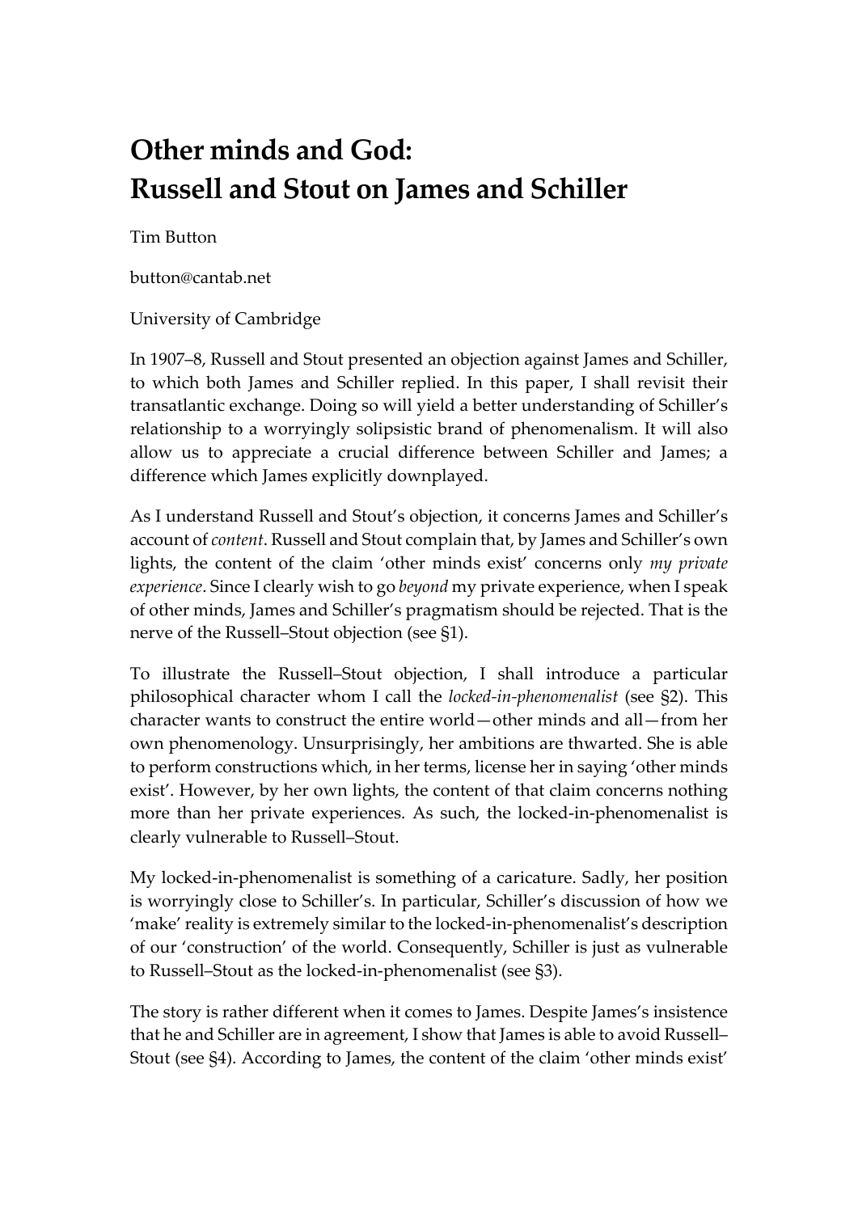# Other minds and God: Russell and Stout on James and Schiller

Tim Button

button@cantab.net

University of Cambridge

In 1907–8, Russell and Stout presented an objection against James and Schiller, to which both James and Schiller replied. In this paper, I shall revisit their transatlantic exchange. Doing so will yield a better understanding of Schiller's relationship to a worryingly solipsistic brand of phenomenalism. It will also allow us to appreciate a crucial difference between Schiller and James; a difference which James explicitly downplayed.

As I understand Russell and Stout's objection, it concerns James and Schiller's account of *content*. Russell and Stout complain that, by James and Schiller's own lights, the content of the claim 'other minds exist' concerns only *my private experience*. Since I clearly wish to go *beyond* my private experience, when I speak of other minds, James and Schiller's pragmatism should be rejected. That is the nerve of the Russell–Stout objection (see §1).

To illustrate the Russell–Stout objection, I shall introduce a particular philosophical character whom I call the *locked-in-phenomenalist* (see §2). This character wants to construct the entire world—other minds and all—from her own phenomenology. Unsurprisingly, her ambitions are thwarted. She is able to perform constructions which, in her terms, license her in saying 'other minds exist'. However, by her own lights, the content of that claim concerns nothing more than her private experiences. As such, the locked-in-phenomenalist is clearly vulnerable to Russell–Stout.

My locked-in-phenomenalist is something of a caricature. Sadly, her position is worryingly close to Schiller's. In particular, Schiller's discussion of how we 'make' reality is extremely similar to the locked-in-phenomenalist's description of our 'construction' of the world. Consequently, Schiller is just as vulnerable to Russell–Stout as the locked-in-phenomenalist (see §3).

The story is rather different when it comes to James. Despite James's insistence that he and Schiller are in agreement, I show that James is able to avoid Russell–Stout (see §4). According to James, the content of the claim 'other minds exist'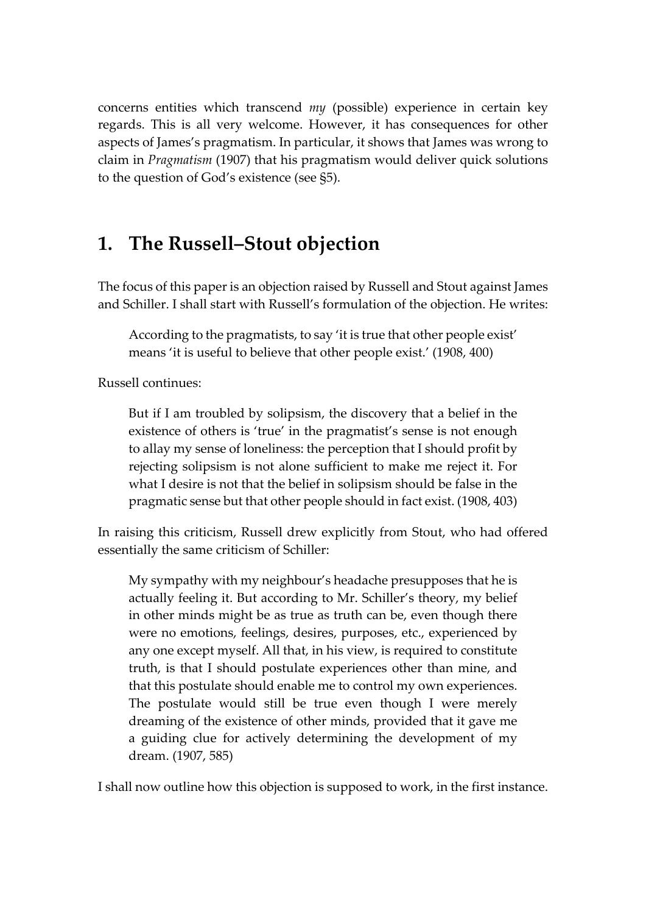concerns entities which transcend *my* (possible) experience in certain key regards. This is all very welcome. However, it has consequences for other aspects of James's pragmatism. In particular, it shows that James was wrong to claim in *Pragmatism* (1907) that his pragmatism would deliver quick solutions to the question of God's existence (see §5).

## 1. The Russell–Stout objection

The focus of this paper is an objection raised by Russell and Stout against James and Schiller. I shall start with Russell's formulation of the objection. He writes:

> According to the pragmatists, to say 'it is true that other people exist' means 'it is useful to believe that other people exist.' (1908, 400)

Russell continues:

> But if I am troubled by solipsism, the discovery that a belief in the existence of others is 'true' in the pragmatist's sense is not enough to allay my sense of loneliness: the perception that I should profit by rejecting solipsism is not alone sufficient to make me reject it. For what I desire is not that the belief in solipsism should be false in the pragmatic sense but that other people should in fact exist. (1908, 403)

In raising this criticism, Russell drew explicitly from Stout, who had offered essentially the same criticism of Schiller:

> My sympathy with my neighbour's headache presupposes that he is actually feeling it. But according to Mr. Schiller's theory, my belief in other minds might be as true as truth can be, even though there were no emotions, feelings, desires, purposes, etc., experienced by any one except myself. All that, in his view, is required to constitute truth, is that I should postulate experiences other than mine, and that this postulate should enable me to control my own experiences. The postulate would still be true even though I were merely dreaming of the existence of other minds, provided that it gave me a guiding clue for actively determining the development of my dream. (1907, 585)

I shall now outline how this objection is supposed to work, in the first instance.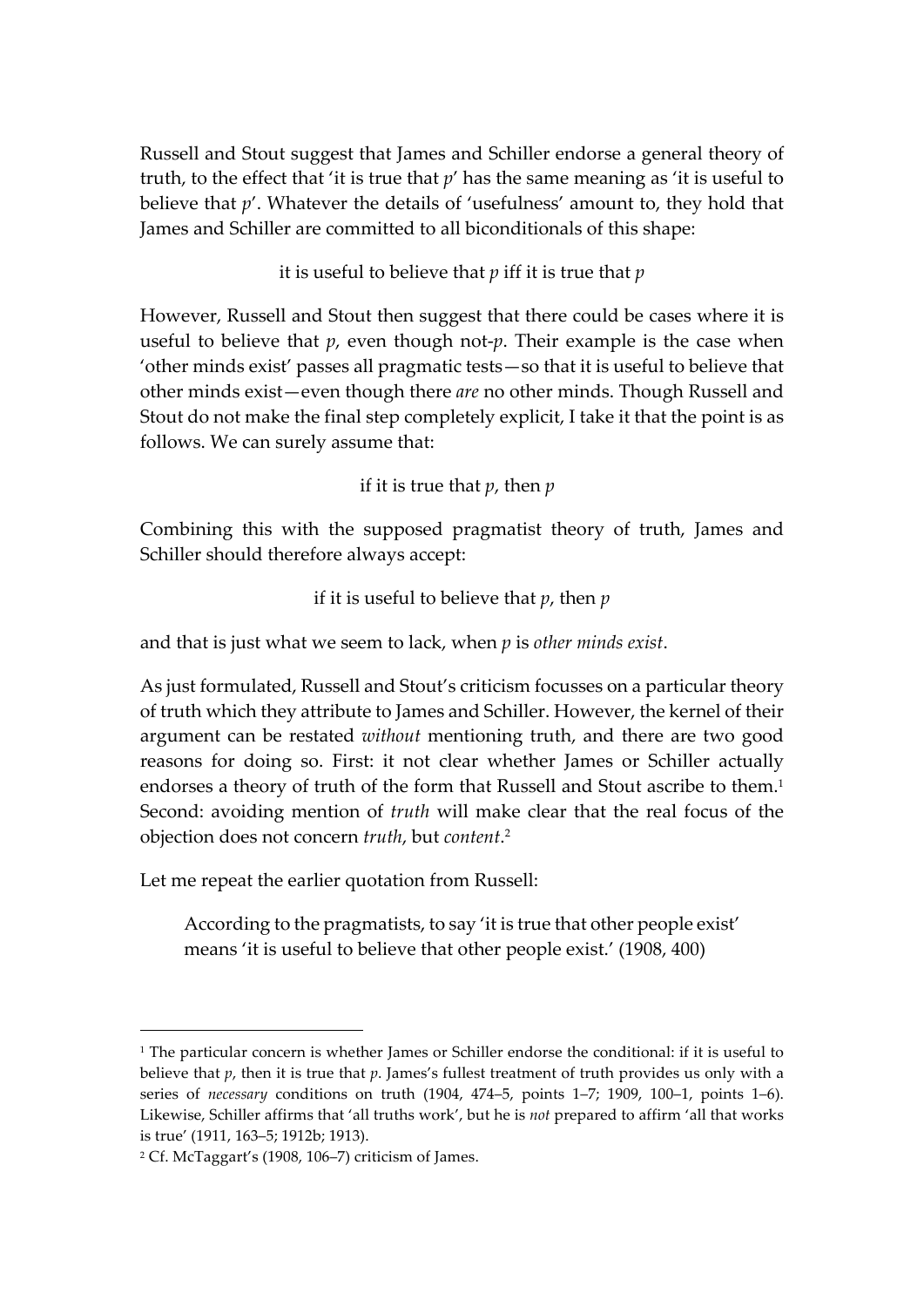Russell and Stout suggest that James and Schiller endorse a general theory of truth, to the effect that 'it is true that *p*' has the same meaning as 'it is useful to believe that *p*'. Whatever the details of 'usefulness' amount to, they hold that James and Schiller are committed to all biconditionals of this shape:

it is useful to believe that *p* iff it is true that *p*

However, Russell and Stout then suggest that there could be cases where it is useful to believe that *p*, even though not-*p*. Their example is the case when 'other minds exist' passes all pragmatic tests—so that it is useful to believe that other minds exist—even though there *are* no other minds. Though Russell and Stout do not make the final step completely explicit, I take it that the point is as follows. We can surely assume that:

if it is true that *p*, then *p*

Combining this with the supposed pragmatist theory of truth, James and Schiller should therefore always accept:

if it is useful to believe that *p*, then *p*

and that is just what we seem to lack, when *p* is *other minds exist*.

As just formulated, Russell and Stout's criticism focusses on a particular theory of truth which they attribute to James and Schiller. However, the kernel of their argument can be restated *without* mentioning truth, and there are two good reasons for doing so. First: it not clear whether James or Schiller actually endorses a theory of truth of the form that Russell and Stout ascribe to them.[1] Second: avoiding mention of *truth* will make clear that the real focus of the objection does not concern *truth*, but *content*.[2]

Let me repeat the earlier quotation from Russell:

> According to the pragmatists, to say 'it is true that other people exist' means 'it is useful to believe that other people exist.' (1908, 400)

---

[1] The particular concern is whether James or Schiller endorse the conditional: if it is useful to believe that *p*, then it is true that *p*. James's fullest treatment of truth provides us only with a series of *necessary* conditions on truth (1904, 474–5, points 1–7; 1909, 100–1, points 1–6). Likewise, Schiller affirms that 'all truths work', but he is *not* prepared to affirm 'all that works is true' (1911, 163–5; 1912b; 1913).

[2] Cf. McTaggart's (1908, 106–7) criticism of James.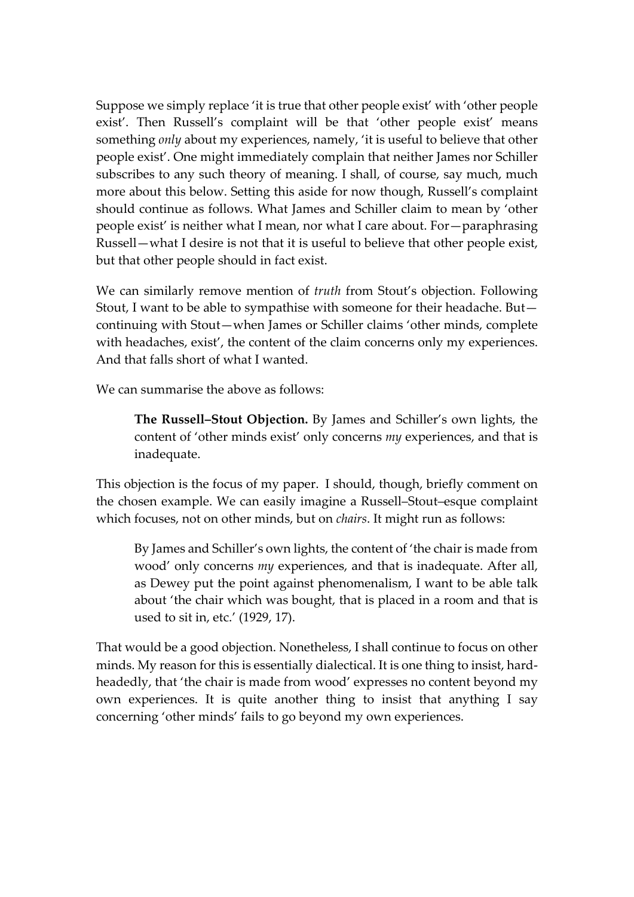Suppose we simply replace 'it is true that other people exist' with 'other people exist'. Then Russell's complaint will be that 'other people exist' means something *only* about my experiences, namely, 'it is useful to believe that other people exist'. One might immediately complain that neither James nor Schiller subscribes to any such theory of meaning. I shall, of course, say much, much more about this below. Setting this aside for now though, Russell's complaint should continue as follows. What James and Schiller claim to mean by 'other people exist' is neither what I mean, nor what I care about. For—paraphrasing Russell—what I desire is not that it is useful to believe that other people exist, but that other people should in fact exist.

We can similarly remove mention of *truth* from Stout's objection. Following Stout, I want to be able to sympathise with someone for their headache. But—continuing with Stout—when James or Schiller claims 'other minds, complete with headaches, exist', the content of the claim concerns only my experiences. And that falls short of what I wanted.

We can summarise the above as follows:

> **The Russell–Stout Objection.** By James and Schiller's own lights, the content of 'other minds exist' only concerns *my* experiences, and that is inadequate.

This objection is the focus of my paper. I should, though, briefly comment on the chosen example. We can easily imagine a Russell–Stout–esque complaint which focuses, not on other minds, but on *chairs*. It might run as follows:

> By James and Schiller's own lights, the content of 'the chair is made from wood' only concerns *my* experiences, and that is inadequate. After all, as Dewey put the point against phenomenalism, I want to be able talk about 'the chair which was bought, that is placed in a room and that is used to sit in, etc.' (1929, 17).

That would be a good objection. Nonetheless, I shall continue to focus on other minds. My reason for this is essentially dialectical. It is one thing to insist, hard-headedly, that 'the chair is made from wood' expresses no content beyond my own experiences. It is quite another thing to insist that anything I say concerning 'other minds' fails to go beyond my own experiences.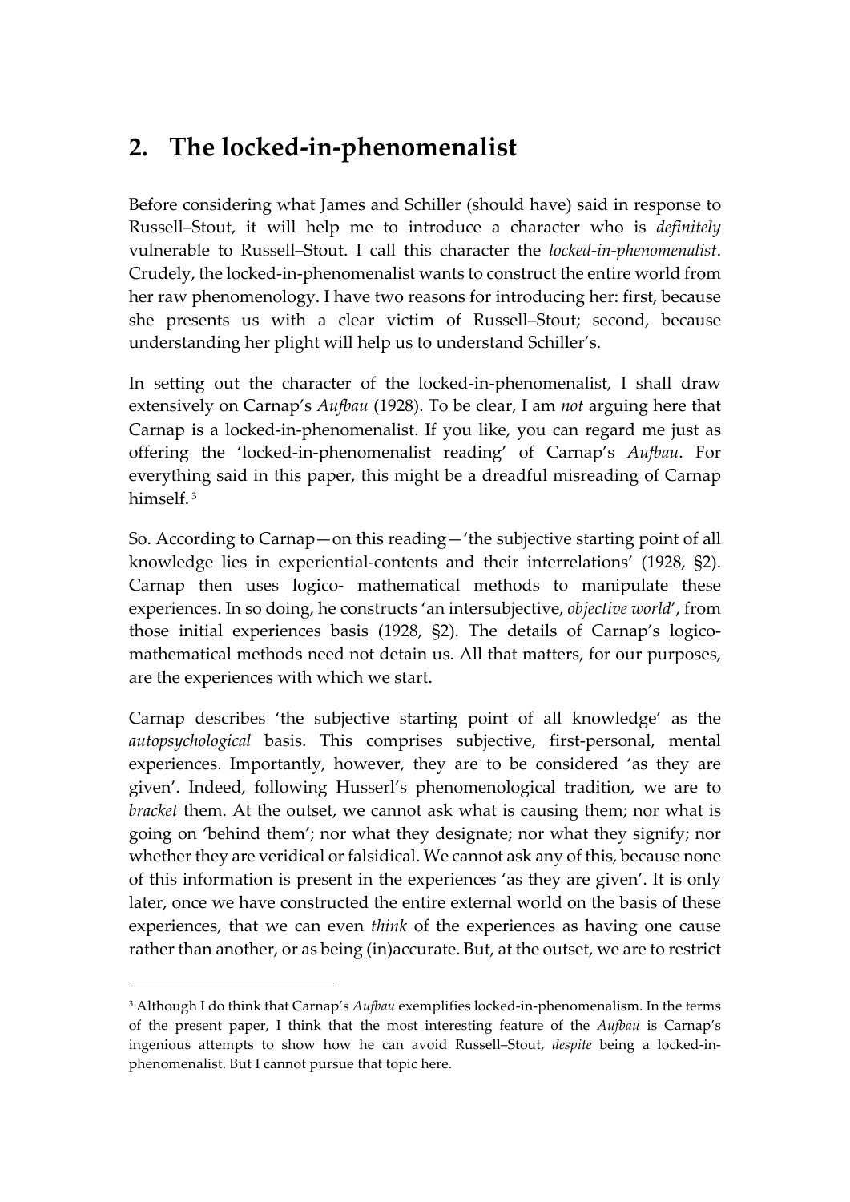## 2. The locked-in-phenomenalist

Before considering what James and Schiller (should have) said in response to Russell–Stout, it will help me to introduce a character who is *definitely* vulnerable to Russell–Stout. I call this character the *locked-in-phenomenalist*. Crudely, the locked-in-phenomenalist wants to construct the entire world from her raw phenomenology. I have two reasons for introducing her: first, because she presents us with a clear victim of Russell–Stout; second, because understanding her plight will help us to understand Schiller's.

In setting out the character of the locked-in-phenomenalist, I shall draw extensively on Carnap's *Aufbau* (1928). To be clear, I am *not* arguing here that Carnap is a locked-in-phenomenalist. If you like, you can regard me just as offering the 'locked-in-phenomenalist reading' of Carnap's *Aufbau*. For everything said in this paper, this might be a dreadful misreading of Carnap himself. [3]

So. According to Carnap—on this reading—'the subjective starting point of all knowledge lies in experiential-contents and their interrelations' (1928, §2). Carnap then uses logico- mathematical methods to manipulate these experiences. In so doing, he constructs 'an intersubjective, *objective world*', from those initial experiences basis (1928, §2). The details of Carnap's logico-mathematical methods need not detain us. All that matters, for our purposes, are the experiences with which we start.

Carnap describes 'the subjective starting point of all knowledge' as the *autopsychological* basis. This comprises subjective, first-personal, mental experiences. Importantly, however, they are to be considered 'as they are given'. Indeed, following Husserl's phenomenological tradition, we are to *bracket* them. At the outset, we cannot ask what is causing them; nor what is going on 'behind them'; nor what they designate; nor what they signify; nor whether they are veridical or falsidical. We cannot ask any of this, because none of this information is present in the experiences 'as they are given'. It is only later, once we have constructed the entire external world on the basis of these experiences, that we can even *think* of the experiences as having one cause rather than another, or as being (in)accurate. But, at the outset, we are to restrict

[3] Although I do think that Carnap's *Aufbau* exemplifies locked-in-phenomenalism. In the terms of the present paper, I think that the most interesting feature of the *Aufbau* is Carnap's ingenious attempts to show how he can avoid Russell–Stout, *despite* being a locked-in-phenomenalist. But I cannot pursue that topic here.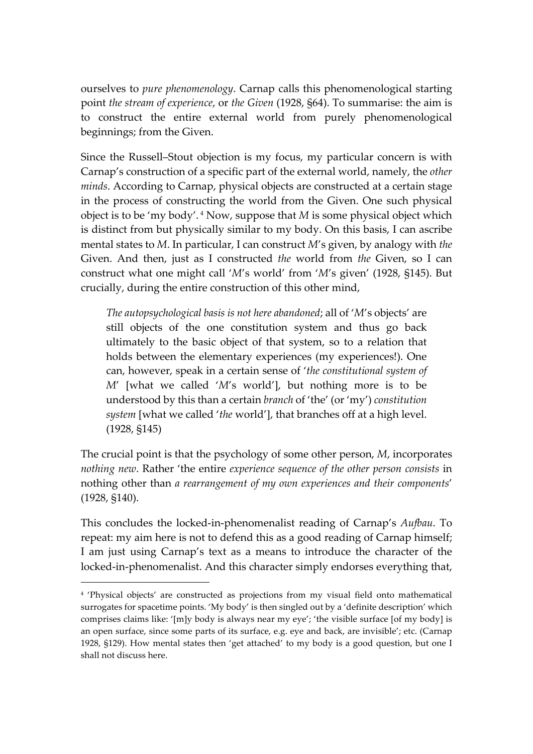ourselves to *pure phenomenology*. Carnap calls this phenomenological starting point *the stream of experience*, or *the Given* (1928, §64). To summarise: the aim is to construct the entire external world from purely phenomenological beginnings; from the Given.

Since the Russell–Stout objection is my focus, my particular concern is with Carnap's construction of a specific part of the external world, namely, the *other minds*. According to Carnap, physical objects are constructed at a certain stage in the process of constructing the world from the Given. One such physical object is to be 'my body'.[4] Now, suppose that *M* is some physical object which is distinct from but physically similar to my body. On this basis, I can ascribe mental states to *M*. In particular, I can construct *M*'s given, by analogy with *the* Given. And then, just as I constructed *the* world from *the* Given, so I can construct what one might call '*M*'s world' from '*M*'s given' (1928, §145). But crucially, during the entire construction of this other mind,

> *The autopsychological basis is not here abandoned*; all of '*M*'s objects' are still objects of the one constitution system and thus go back ultimately to the basic object of that system, so to a relation that holds between the elementary experiences (my experiences!). One can, however, speak in a certain sense of '*the constitutional system of M*' [what we called '*M*'s world'], but nothing more is to be understood by this than a certain *branch* of 'the' (or 'my') *constitution system* [what we called '*the* world'], that branches off at a high level. (1928, §145)

The crucial point is that the psychology of some other person, *M*, incorporates *nothing new*. Rather 'the entire *experience sequence of the other person consists* in nothing other than *a rearrangement of my own experiences and their components*' (1928, §140).

This concludes the locked-in-phenomenalist reading of Carnap's *Aufbau*. To repeat: my aim here is not to defend this as a good reading of Carnap himself; I am just using Carnap's text as a means to introduce the character of the locked-in-phenomenalist. And this character simply endorses everything that,

---

[4] 'Physical objects' are constructed as projections from my visual field onto mathematical surrogates for spacetime points. 'My body' is then singled out by a 'definite description' which comprises claims like: '[m]y body is always near my eye'; 'the visible surface [of my body] is an open surface, since some parts of its surface, e.g. eye and back, are invisible'; etc. (Carnap 1928, §129). How mental states then 'get attached' to my body is a good question, but one I shall not discuss here.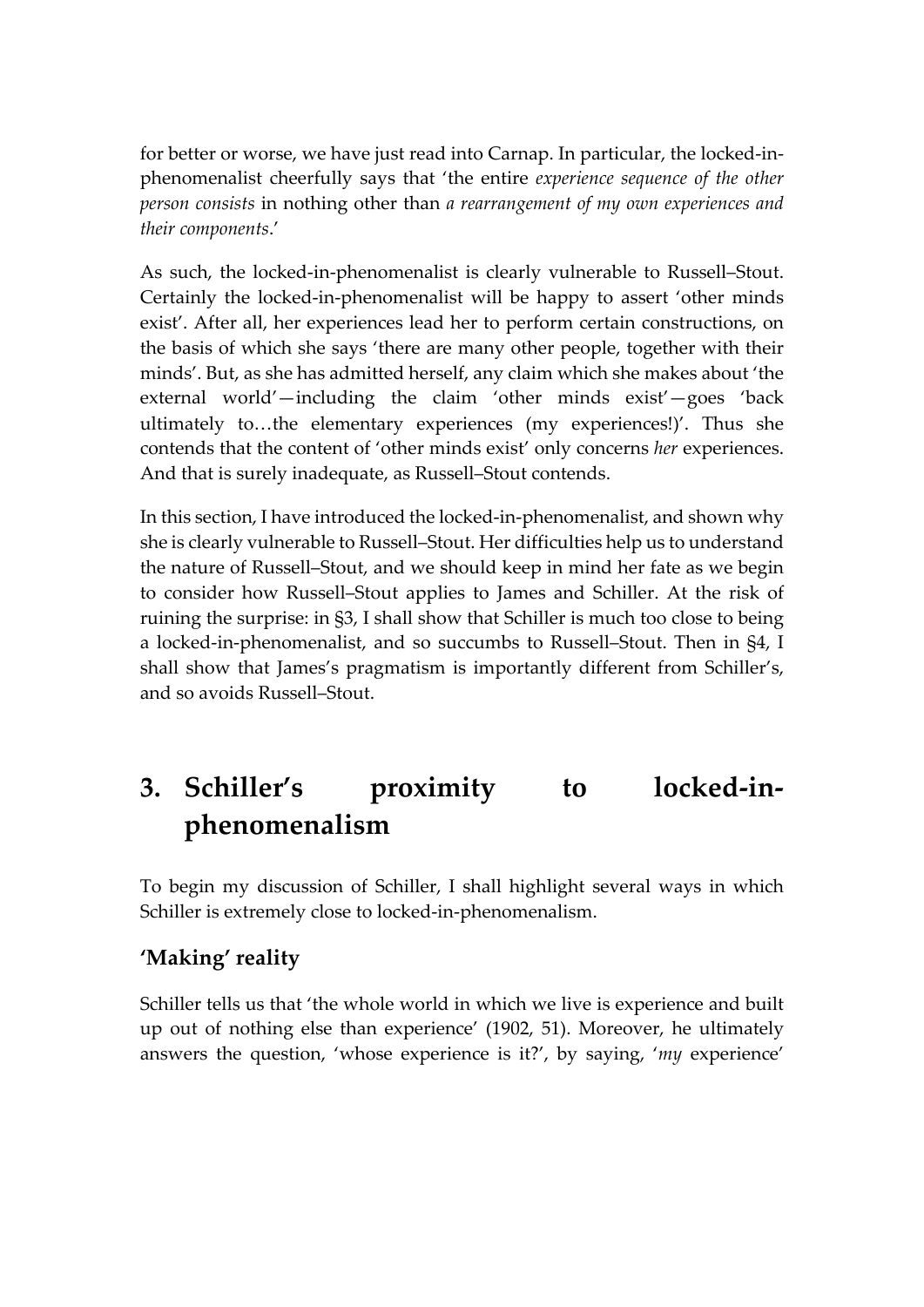for better or worse, we have just read into Carnap. In particular, the locked-in-phenomenalist cheerfully says that 'the entire *experience sequence of the other person consists* in nothing other than *a rearrangement of my own experiences and their components*.'

As such, the locked-in-phenomenalist is clearly vulnerable to Russell–Stout. Certainly the locked-in-phenomenalist will be happy to assert 'other minds exist'. After all, her experiences lead her to perform certain constructions, on the basis of which she says 'there are many other people, together with their minds'. But, as she has admitted herself, any claim which she makes about 'the external world'—including the claim 'other minds exist'—goes 'back ultimately to…the elementary experiences (my experiences!)'. Thus she contends that the content of 'other minds exist' only concerns *her* experiences. And that is surely inadequate, as Russell–Stout contends.

In this section, I have introduced the locked-in-phenomenalist, and shown why she is clearly vulnerable to Russell–Stout. Her difficulties help us to understand the nature of Russell–Stout, and we should keep in mind her fate as we begin to consider how Russell–Stout applies to James and Schiller. At the risk of ruining the surprise: in §3, I shall show that Schiller is much too close to being a locked-in-phenomenalist, and so succumbs to Russell–Stout. Then in §4, I shall show that James's pragmatism is importantly different from Schiller's, and so avoids Russell–Stout.

# 3. Schiller's proximity to locked-in-phenomenalism

To begin my discussion of Schiller, I shall highlight several ways in which Schiller is extremely close to locked-in-phenomenalism.

### 'Making' reality

Schiller tells us that 'the whole world in which we live is experience and built up out of nothing else than experience' (1902, 51). Moreover, he ultimately answers the question, 'whose experience is it?', by saying, '*my* experience'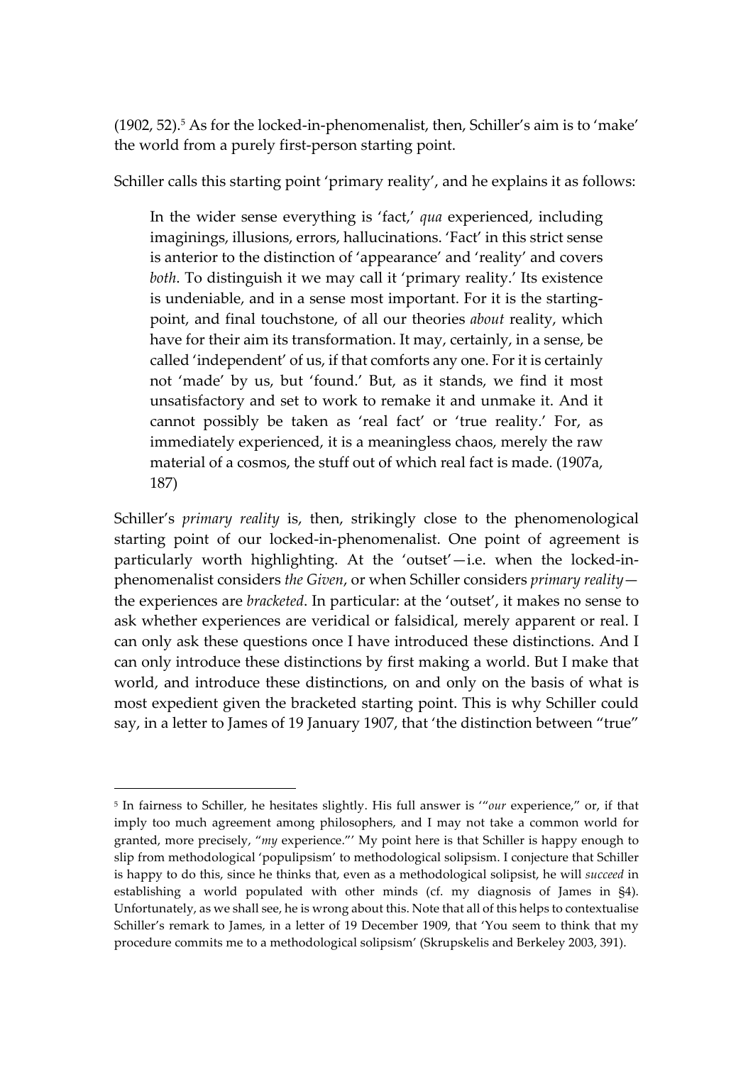(1902, 52).[5] As for the locked-in-phenomenalist, then, Schiller's aim is to 'make' the world from a purely first-person starting point.

Schiller calls this starting point 'primary reality', and he explains it as follows:

> In the wider sense everything is 'fact,' *qua* experienced, including imaginings, illusions, errors, hallucinations. 'Fact' in this strict sense is anterior to the distinction of 'appearance' and 'reality' and covers *both*. To distinguish it we may call it 'primary reality.' Its existence is undeniable, and in a sense most important. For it is the starting-point, and final touchstone, of all our theories *about* reality, which have for their aim its transformation. It may, certainly, in a sense, be called 'independent' of us, if that comforts any one. For it is certainly not 'made' by us, but 'found.' But, as it stands, we find it most unsatisfactory and set to work to remake it and unmake it. And it cannot possibly be taken as 'real fact' or 'true reality.' For, as immediately experienced, it is a meaningless chaos, merely the raw material of a cosmos, the stuff out of which real fact is made. (1907a, 187)

Schiller's *primary reality* is, then, strikingly close to the phenomenological starting point of our locked-in-phenomenalist. One point of agreement is particularly worth highlighting. At the 'outset'—i.e. when the locked-in-phenomenalist considers *the Given*, or when Schiller considers *primary reality*—the experiences are *bracketed*. In particular: at the 'outset', it makes no sense to ask whether experiences are veridical or falsidical, merely apparent or real. I can only ask these questions once I have introduced these distinctions. And I can only introduce these distinctions by first making a world. But I make that world, and introduce these distinctions, on and only on the basis of what is most expedient given the bracketed starting point. This is why Schiller could say, in a letter to James of 19 January 1907, that 'the distinction between "true"

---

[5] In fairness to Schiller, he hesitates slightly. His full answer is '"*our* experience," or, if that imply too much agreement among philosophers, and I may not take a common world for granted, more precisely, "*my* experience."' My point here is that Schiller is happy enough to slip from methodological 'populipsism' to methodological solipsism. I conjecture that Schiller is happy to do this, since he thinks that, even as a methodological solipsist, he will *succeed* in establishing a world populated with other minds (cf. my diagnosis of James in §4). Unfortunately, as we shall see, he is wrong about this. Note that all of this helps to contextualise Schiller's remark to James, in a letter of 19 December 1909, that 'You seem to think that my procedure commits me to a methodological solipsism' (Skrupskelis and Berkeley 2003, 391).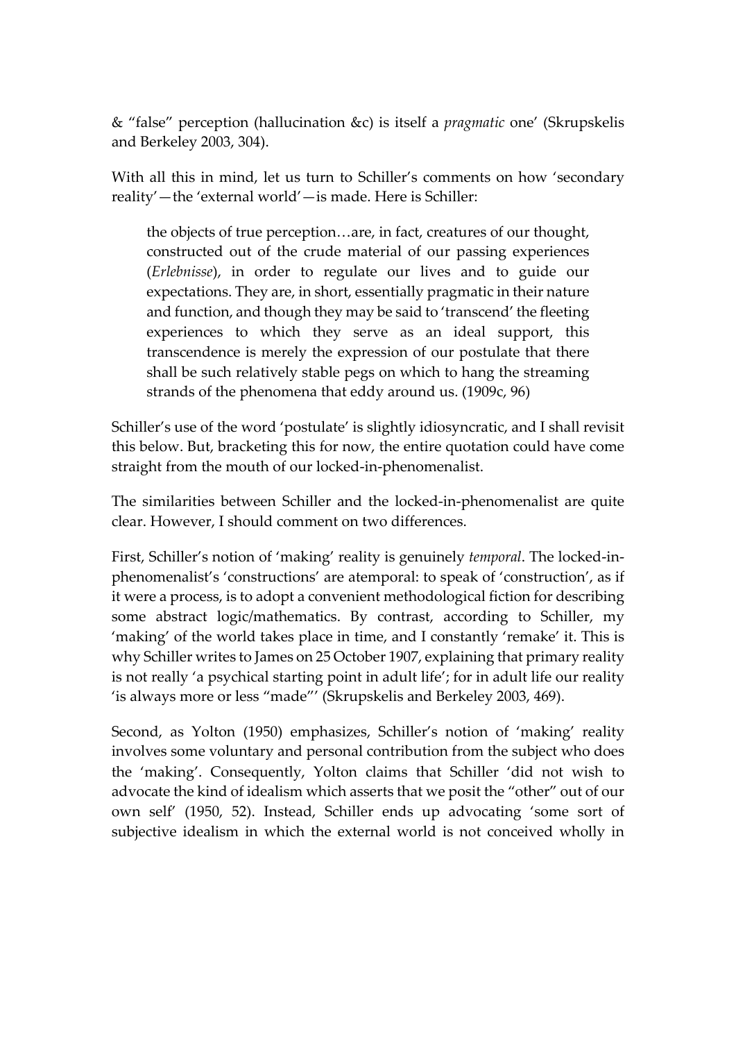& "false" perception (hallucination &c) is itself a *pragmatic* one' (Skrupskelis and Berkeley 2003, 304).

With all this in mind, let us turn to Schiller's comments on how 'secondary reality'—the 'external world'—is made. Here is Schiller:

> the objects of true perception…are, in fact, creatures of our thought, constructed out of the crude material of our passing experiences (*Erlebnisse*), in order to regulate our lives and to guide our expectations. They are, in short, essentially pragmatic in their nature and function, and though they may be said to 'transcend' the fleeting experiences to which they serve as an ideal support, this transcendence is merely the expression of our postulate that there shall be such relatively stable pegs on which to hang the streaming strands of the phenomena that eddy around us. (1909c, 96)

Schiller's use of the word 'postulate' is slightly idiosyncratic, and I shall revisit this below. But, bracketing this for now, the entire quotation could have come straight from the mouth of our locked-in-phenomenalist.

The similarities between Schiller and the locked-in-phenomenalist are quite clear. However, I should comment on two differences.

First, Schiller's notion of 'making' reality is genuinely *temporal*. The locked-in-phenomenalist's 'constructions' are atemporal: to speak of 'construction', as if it were a process, is to adopt a convenient methodological fiction for describing some abstract logic/mathematics. By contrast, according to Schiller, my 'making' of the world takes place in time, and I constantly 'remake' it. This is why Schiller writes to James on 25 October 1907, explaining that primary reality is not really 'a psychical starting point in adult life'; for in adult life our reality 'is always more or less "made"' (Skrupskelis and Berkeley 2003, 469).

Second, as Yolton (1950) emphasizes, Schiller's notion of 'making' reality involves some voluntary and personal contribution from the subject who does the 'making'. Consequently, Yolton claims that Schiller 'did not wish to advocate the kind of idealism which asserts that we posit the "other" out of our own self' (1950, 52). Instead, Schiller ends up advocating 'some sort of subjective idealism in which the external world is not conceived wholly in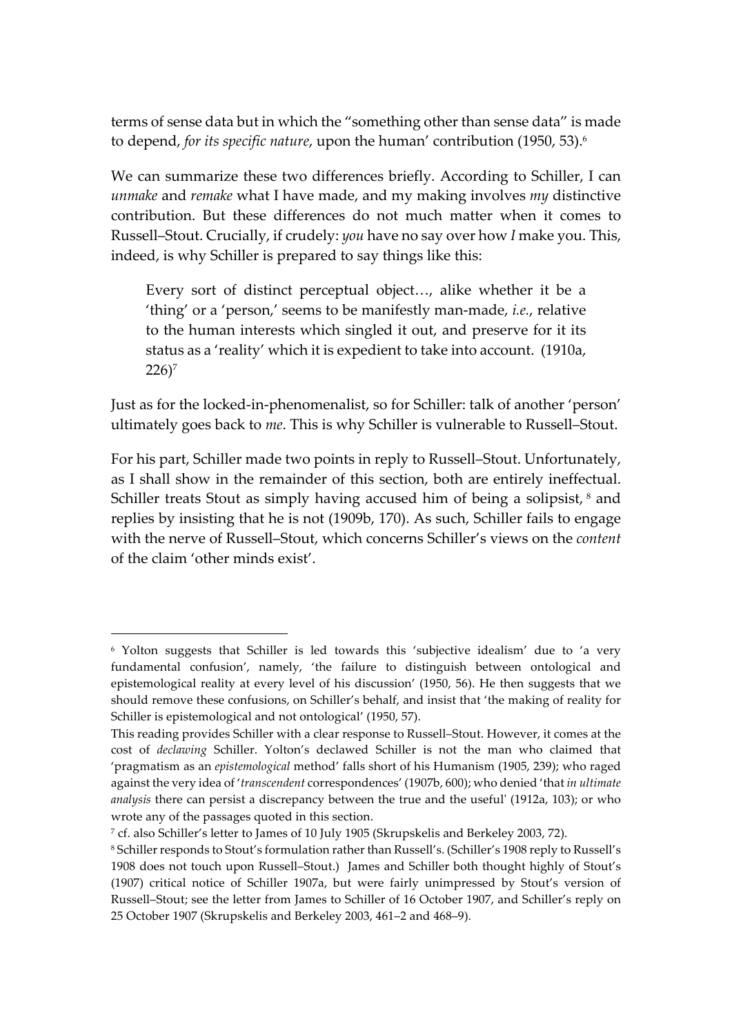terms of sense data but in which the "something other than sense data" is made to depend, *for its specific nature*, upon the human' contribution (1950, 53).[6]

We can summarize these two differences briefly. According to Schiller, I can *unmake* and *remake* what I have made, and my making involves *my* distinctive contribution. But these differences do not much matter when it comes to Russell–Stout. Crucially, if crudely: *you* have no say over how *I* make you. This, indeed, is why Schiller is prepared to say things like this:

> Every sort of distinct perceptual object…, alike whether it be a 'thing' or a 'person,' seems to be manifestly man-made, *i.e.*, relative to the human interests which singled it out, and preserve for it its status as a 'reality' which it is expedient to take into account. (1910a, 226)[7]

Just as for the locked-in-phenomenalist, so for Schiller: talk of another 'person' ultimately goes back to *me*. This is why Schiller is vulnerable to Russell–Stout.

For his part, Schiller made two points in reply to Russell–Stout. Unfortunately, as I shall show in the remainder of this section, both are entirely ineffectual. Schiller treats Stout as simply having accused him of being a solipsist,[8] and replies by insisting that he is not (1909b, 170). As such, Schiller fails to engage with the nerve of Russell–Stout, which concerns Schiller's views on the *content* of the claim 'other minds exist'.

---

[6] Yolton suggests that Schiller is led towards this 'subjective idealism' due to 'a very fundamental confusion', namely, 'the failure to distinguish between ontological and epistemological reality at every level of his discussion' (1950, 56). He then suggests that we should remove these confusions, on Schiller's behalf, and insist that 'the making of reality for Schiller is epistemological and not ontological' (1950, 57).

This reading provides Schiller with a clear response to Russell–Stout. However, it comes at the cost of *declawing* Schiller. Yolton's declawed Schiller is not the man who claimed that 'pragmatism as an *epistemological* method' falls short of his Humanism (1905, 239); who raged against the very idea of '*transcendent* correspondences' (1907b, 600); who denied 'that *in ultimate analysis* there can persist a discrepancy between the true and the useful' (1912a, 103); or who wrote any of the passages quoted in this section.

[7] cf. also Schiller's letter to James of 10 July 1905 (Skrupskelis and Berkeley 2003, 72).

[8] Schiller responds to Stout's formulation rather than Russell's. (Schiller's 1908 reply to Russell's 1908 does not touch upon Russell–Stout.) James and Schiller both thought highly of Stout's (1907) critical notice of Schiller 1907a, but were fairly unimpressed by Stout's version of Russell–Stout; see the letter from James to Schiller of 16 October 1907, and Schiller's reply on 25 October 1907 (Skrupskelis and Berkeley 2003, 461–2 and 468–9).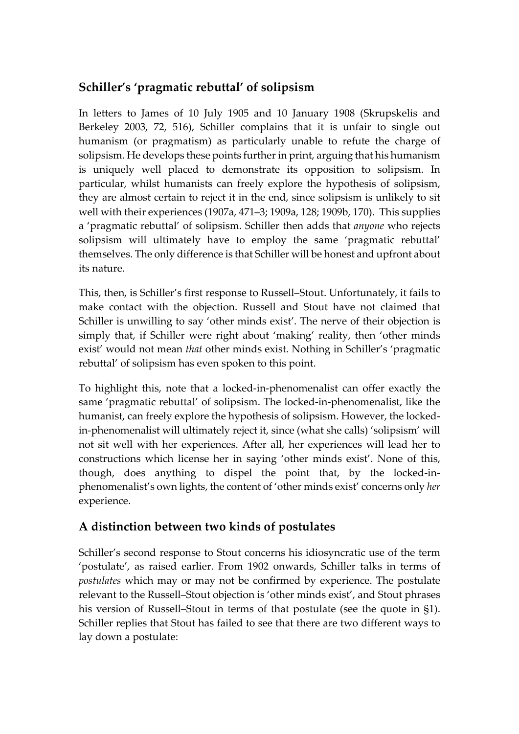## Schiller's 'pragmatic rebuttal' of solipsism

In letters to James of 10 July 1905 and 10 January 1908 (Skrupskelis and Berkeley 2003, 72, 516), Schiller complains that it is unfair to single out humanism (or pragmatism) as particularly unable to refute the charge of solipsism. He develops these points further in print, arguing that his humanism is uniquely well placed to demonstrate its opposition to solipsism. In particular, whilst humanists can freely explore the hypothesis of solipsism, they are almost certain to reject it in the end, since solipsism is unlikely to sit well with their experiences (1907a, 471–3; 1909a, 128; 1909b, 170). This supplies a 'pragmatic rebuttal' of solipsism. Schiller then adds that *anyone* who rejects solipsism will ultimately have to employ the same 'pragmatic rebuttal' themselves. The only difference is that Schiller will be honest and upfront about its nature.

This, then, is Schiller's first response to Russell–Stout. Unfortunately, it fails to make contact with the objection. Russell and Stout have not claimed that Schiller is unwilling to say 'other minds exist'. The nerve of their objection is simply that, if Schiller were right about 'making' reality, then 'other minds exist' would not mean *that* other minds exist. Nothing in Schiller's 'pragmatic rebuttal' of solipsism has even spoken to this point.

To highlight this, note that a locked-in-phenomenalist can offer exactly the same 'pragmatic rebuttal' of solipsism. The locked-in-phenomenalist, like the humanist, can freely explore the hypothesis of solipsism. However, the locked-in-phenomenalist will ultimately reject it, since (what she calls) 'solipsism' will not sit well with her experiences. After all, her experiences will lead her to constructions which license her in saying 'other minds exist'. None of this, though, does anything to dispel the point that, by the locked-in-phenomenalist's own lights, the content of 'other minds exist' concerns only *her* experience.

## A distinction between two kinds of postulates

Schiller's second response to Stout concerns his idiosyncratic use of the term 'postulate', as raised earlier. From 1902 onwards, Schiller talks in terms of *postulates* which may or may not be confirmed by experience. The postulate relevant to the Russell–Stout objection is 'other minds exist', and Stout phrases his version of Russell–Stout in terms of that postulate (see the quote in §1). Schiller replies that Stout has failed to see that there are two different ways to lay down a postulate: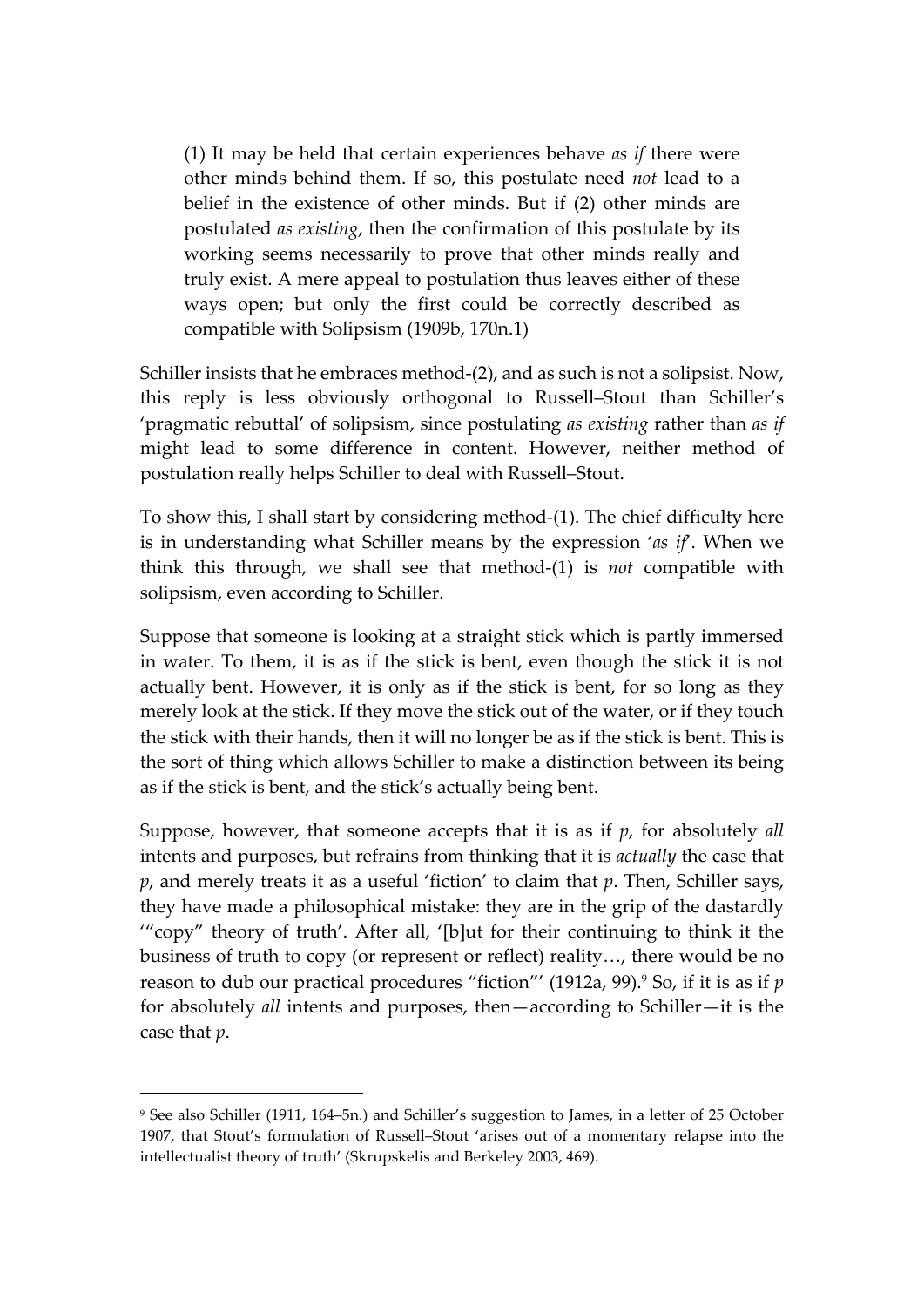> (1) It may be held that certain experiences behave *as if* there were other minds behind them. If so, this postulate need *not* lead to a belief in the existence of other minds. But if (2) other minds are postulated *as existing*, then the confirmation of this postulate by its working seems necessarily to prove that other minds really and truly exist. A mere appeal to postulation thus leaves either of these ways open; but only the first could be correctly described as compatible with Solipsism (1909b, 170n.1)

Schiller insists that he embraces method-(2), and as such is not a solipsist. Now, this reply is less obviously orthogonal to Russell–Stout than Schiller's 'pragmatic rebuttal' of solipsism, since postulating *as existing* rather than *as if* might lead to some difference in content. However, neither method of postulation really helps Schiller to deal with Russell–Stout.

To show this, I shall start by considering method-(1). The chief difficulty here is in understanding what Schiller means by the expression '*as if*'. When we think this through, we shall see that method-(1) is *not* compatible with solipsism, even according to Schiller.

Suppose that someone is looking at a straight stick which is partly immersed in water. To them, it is as if the stick is bent, even though the stick it is not actually bent. However, it is only as if the stick is bent, for so long as they merely look at the stick. If they move the stick out of the water, or if they touch the stick with their hands, then it will no longer be as if the stick is bent. This is the sort of thing which allows Schiller to make a distinction between its being as if the stick is bent, and the stick's actually being bent.

Suppose, however, that someone accepts that it is as if *p*, for absolutely *all* intents and purposes, but refrains from thinking that it is *actually* the case that *p*, and merely treats it as a useful 'fiction' to claim that *p*. Then, Schiller says, they have made a philosophical mistake: they are in the grip of the dastardly '"copy" theory of truth'. After all, '[b]ut for their continuing to think it the business of truth to copy (or represent or reflect) reality…, there would be no reason to dub our practical procedures "fiction"' (1912a, 99).[9] So, if it is as if *p* for absolutely *all* intents and purposes, then—according to Schiller—it is the case that *p*.

---

[9] See also Schiller (1911, 164–5n.) and Schiller's suggestion to James, in a letter of 25 October 1907, that Stout's formulation of Russell–Stout 'arises out of a momentary relapse into the intellectualist theory of truth' (Skrupskelis and Berkeley 2003, 469).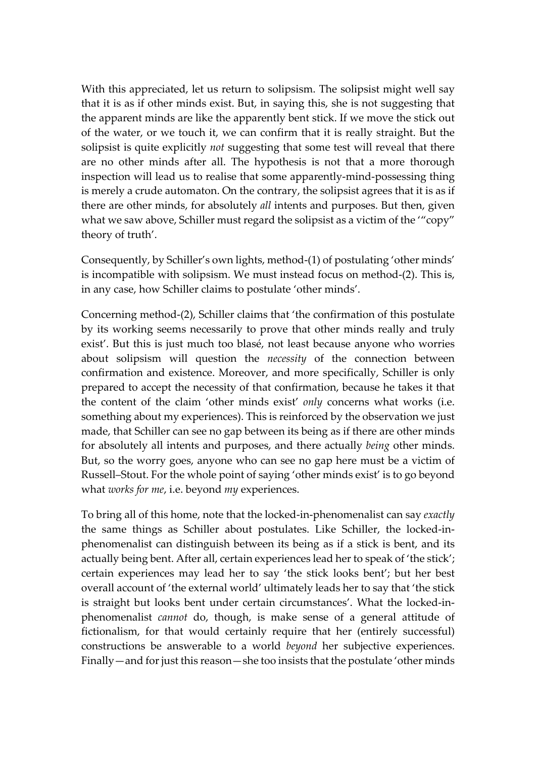With this appreciated, let us return to solipsism. The solipsist might well say that it is as if other minds exist. But, in saying this, she is not suggesting that the apparent minds are like the apparently bent stick. If we move the stick out of the water, or we touch it, we can confirm that it is really straight. But the solipsist is quite explicitly *not* suggesting that some test will reveal that there are no other minds after all. The hypothesis is not that a more thorough inspection will lead us to realise that some apparently-mind-possessing thing is merely a crude automaton. On the contrary, the solipsist agrees that it is as if there are other minds, for absolutely *all* intents and purposes. But then, given what we saw above, Schiller must regard the solipsist as a victim of the '"copy" theory of truth'.

Consequently, by Schiller's own lights, method-(1) of postulating 'other minds' is incompatible with solipsism. We must instead focus on method-(2). This is, in any case, how Schiller claims to postulate 'other minds'.

Concerning method-(2), Schiller claims that 'the confirmation of this postulate by its working seems necessarily to prove that other minds really and truly exist'. But this is just much too blasé, not least because anyone who worries about solipsism will question the *necessity* of the connection between confirmation and existence. Moreover, and more specifically, Schiller is only prepared to accept the necessity of that confirmation, because he takes it that the content of the claim 'other minds exist' *only* concerns what works (i.e. something about my experiences). This is reinforced by the observation we just made, that Schiller can see no gap between its being as if there are other minds for absolutely all intents and purposes, and there actually *being* other minds. But, so the worry goes, anyone who can see no gap here must be a victim of Russell–Stout. For the whole point of saying 'other minds exist' is to go beyond what *works for me*, i.e. beyond *my* experiences.

To bring all of this home, note that the locked-in-phenomenalist can say *exactly* the same things as Schiller about postulates. Like Schiller, the locked-in-phenomenalist can distinguish between its being as if a stick is bent, and its actually being bent. After all, certain experiences lead her to speak of 'the stick'; certain experiences may lead her to say 'the stick looks bent'; but her best overall account of 'the external world' ultimately leads her to say that 'the stick is straight but looks bent under certain circumstances'. What the locked-in-phenomenalist *cannot* do, though, is make sense of a general attitude of fictionalism, for that would certainly require that her (entirely successful) constructions be answerable to a world *beyond* her subjective experiences. Finally—and for just this reason—she too insists that the postulate 'other minds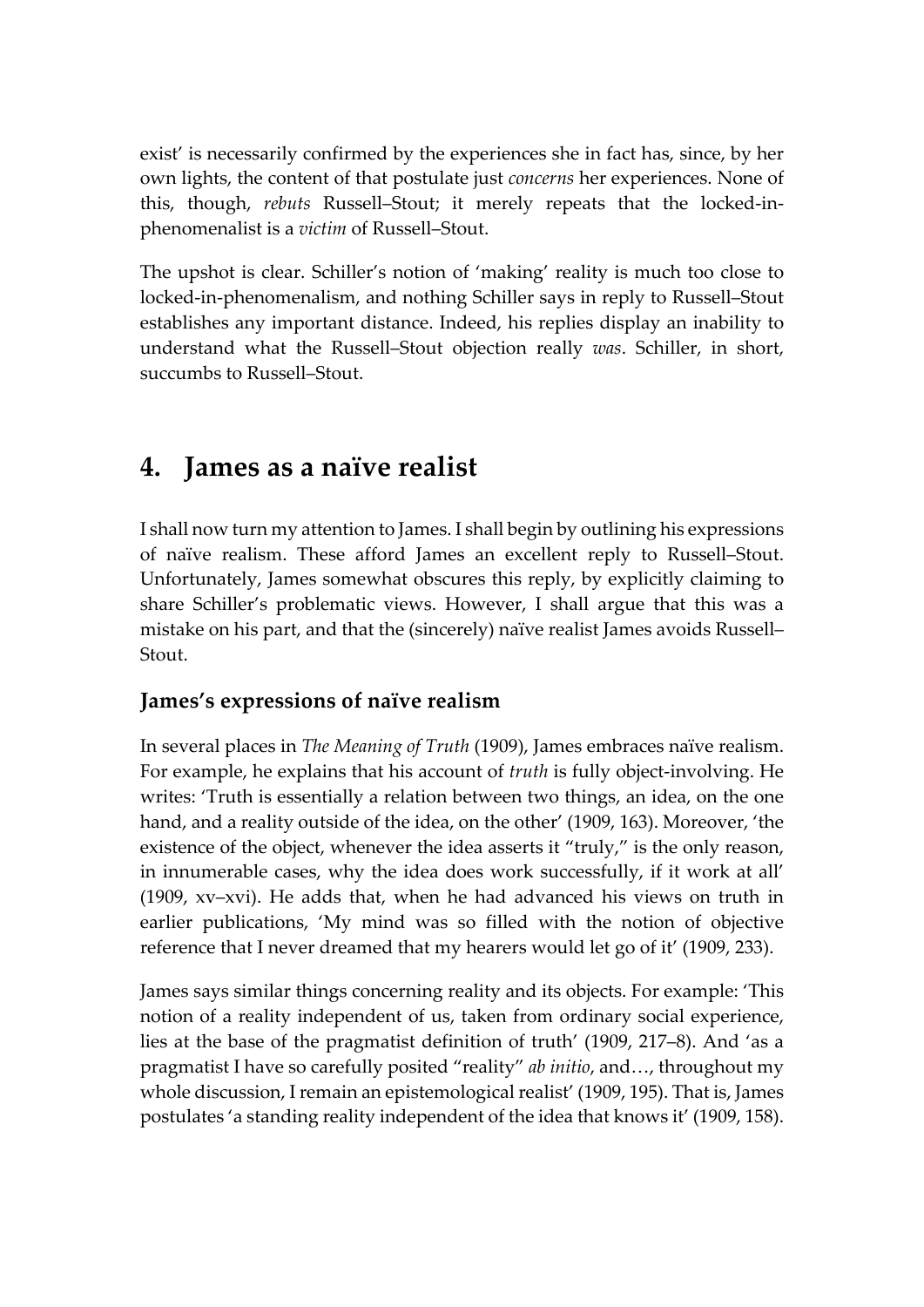exist' is necessarily confirmed by the experiences she in fact has, since, by her own lights, the content of that postulate just *concerns* her experiences. None of this, though, *rebuts* Russell–Stout; it merely repeats that the locked-in-phenomenalist is a *victim* of Russell–Stout.

The upshot is clear. Schiller's notion of 'making' reality is much too close to locked-in-phenomenalism, and nothing Schiller says in reply to Russell–Stout establishes any important distance. Indeed, his replies display an inability to understand what the Russell–Stout objection really *was*. Schiller, in short, succumbs to Russell–Stout.

# 4. James as a naïve realist

I shall now turn my attention to James. I shall begin by outlining his expressions of naïve realism. These afford James an excellent reply to Russell–Stout. Unfortunately, James somewhat obscures this reply, by explicitly claiming to share Schiller's problematic views. However, I shall argue that this was a mistake on his part, and that the (sincerely) naïve realist James avoids Russell–Stout.

## James's expressions of naïve realism

In several places in *The Meaning of Truth* (1909), James embraces naïve realism. For example, he explains that his account of *truth* is fully object-involving. He writes: 'Truth is essentially a relation between two things, an idea, on the one hand, and a reality outside of the idea, on the other' (1909, 163). Moreover, 'the existence of the object, whenever the idea asserts it "truly," is the only reason, in innumerable cases, why the idea does work successfully, if it work at all' (1909, xv–xvi). He adds that, when he had advanced his views on truth in earlier publications, 'My mind was so filled with the notion of objective reference that I never dreamed that my hearers would let go of it' (1909, 233).

James says similar things concerning reality and its objects. For example: 'This notion of a reality independent of us, taken from ordinary social experience, lies at the base of the pragmatist definition of truth' (1909, 217–8). And 'as a pragmatist I have so carefully posited "reality" *ab initio*, and…, throughout my whole discussion, I remain an epistemological realist' (1909, 195). That is, James postulates 'a standing reality independent of the idea that knows it' (1909, 158).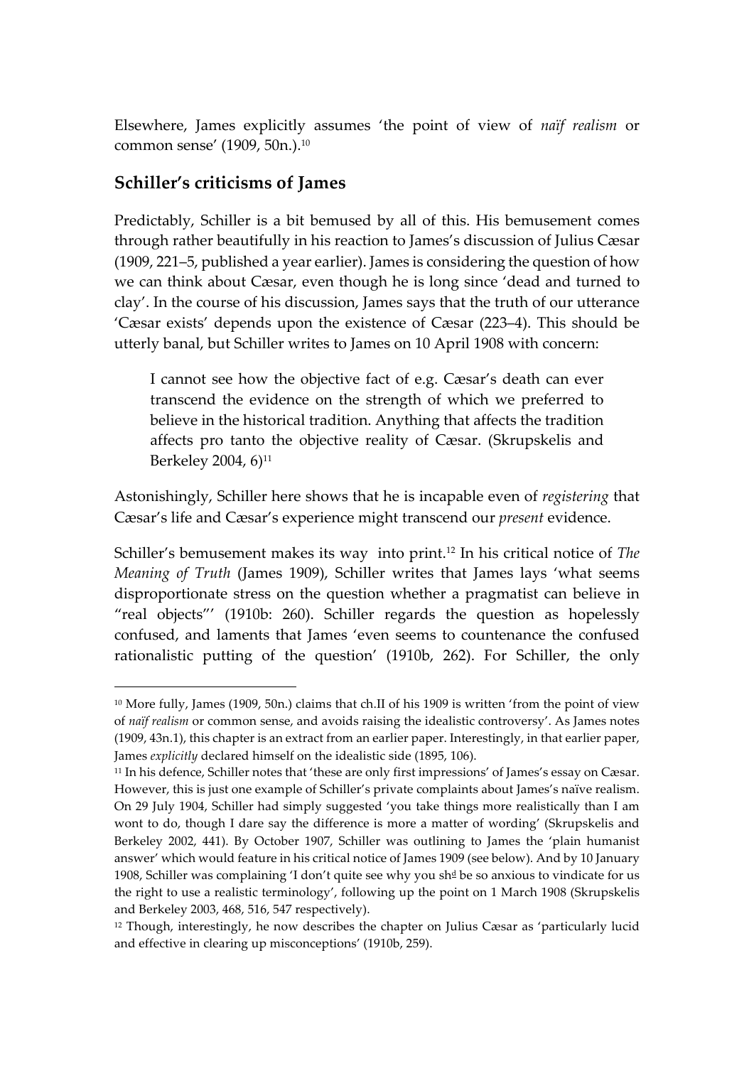Elsewhere, James explicitly assumes 'the point of view of *naïf realism* or common sense' (1909, 50n.).[10]

## Schiller's criticisms of James

Predictably, Schiller is a bit bemused by all of this. His bemusement comes through rather beautifully in his reaction to James's discussion of Julius Cæsar (1909, 221–5, published a year earlier). James is considering the question of how we can think about Cæsar, even though he is long since 'dead and turned to clay'. In the course of his discussion, James says that the truth of our utterance 'Cæsar exists' depends upon the existence of Cæsar (223–4). This should be utterly banal, but Schiller writes to James on 10 April 1908 with concern:

> I cannot see how the objective fact of e.g. Cæsar's death can ever transcend the evidence on the strength of which we preferred to believe in the historical tradition. Anything that affects the tradition affects pro tanto the objective reality of Cæsar. (Skrupskelis and Berkeley 2004, 6)[11]

Astonishingly, Schiller here shows that he is incapable even of *registering* that Cæsar's life and Cæsar's experience might transcend our *present* evidence.

Schiller's bemusement makes its way into print.[12] In his critical notice of *The Meaning of Truth* (James 1909), Schiller writes that James lays 'what seems disproportionate stress on the question whether a pragmatist can believe in "real objects"' (1910b: 260). Schiller regards the question as hopelessly confused, and laments that James 'even seems to countenance the confused rationalistic putting of the question' (1910b, 262). For Schiller, the only

---

[10] More fully, James (1909, 50n.) claims that ch.II of his 1909 is written 'from the point of view of *naïf realism* or common sense, and avoids raising the idealistic controversy'. As James notes (1909, 43n.1), this chapter is an extract from an earlier paper. Interestingly, in that earlier paper, James *explicitly* declared himself on the idealistic side (1895, 106).

[11] In his defence, Schiller notes that 'these are only first impressions' of James's essay on Cæsar. However, this is just one example of Schiller's private complaints about James's naïve realism. On 29 July 1904, Schiller had simply suggested 'you take things more realistically than I am wont to do, though I dare say the difference is more a matter of wording' (Skrupskelis and Berkeley 2002, 441). By October 1907, Schiller was outlining to James the 'plain humanist answer' which would feature in his critical notice of James 1909 (see below). And by 10 January 1908, Schiller was complaining 'I don't quite see why you shd be so anxious to vindicate for us the right to use a realistic terminology', following up the point on 1 March 1908 (Skrupskelis and Berkeley 2003, 468, 516, 547 respectively).

[12] Though, interestingly, he now describes the chapter on Julius Cæsar as 'particularly lucid and effective in clearing up misconceptions' (1910b, 259).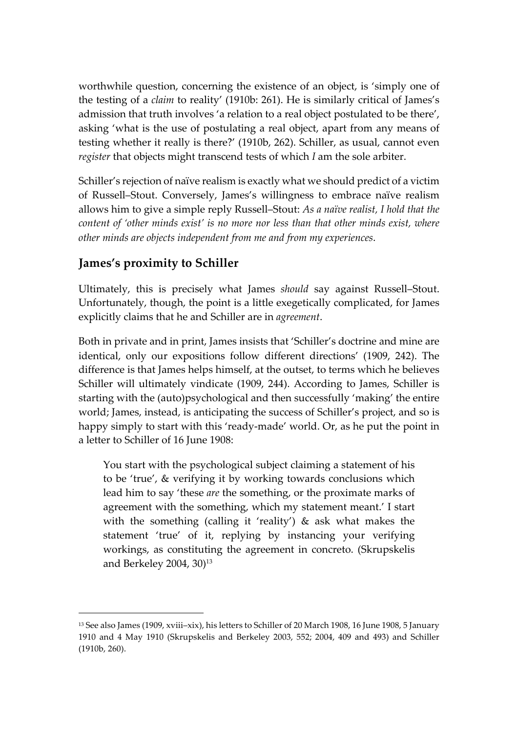worthwhile question, concerning the existence of an object, is 'simply one of the testing of a *claim* to reality' (1910b: 261). He is similarly critical of James's admission that truth involves 'a relation to a real object postulated to be there', asking 'what is the use of postulating a real object, apart from any means of testing whether it really is there?' (1910b, 262). Schiller, as usual, cannot even *register* that objects might transcend tests of which *I* am the sole arbiter.

Schiller's rejection of naïve realism is exactly what we should predict of a victim of Russell–Stout. Conversely, James's willingness to embrace naïve realism allows him to give a simple reply Russell–Stout: *As a naïve realist, I hold that the content of 'other minds exist' is no more nor less than that other minds exist, where other minds are objects independent from me and from my experiences.*

## James's proximity to Schiller

Ultimately, this is precisely what James *should* say against Russell–Stout. Unfortunately, though, the point is a little exegetically complicated, for James explicitly claims that he and Schiller are in *agreement*.

Both in private and in print, James insists that 'Schiller's doctrine and mine are identical, only our expositions follow different directions' (1909, 242). The difference is that James helps himself, at the outset, to terms which he believes Schiller will ultimately vindicate (1909, 244). According to James, Schiller is starting with the (auto)psychological and then successfully 'making' the entire world; James, instead, is anticipating the success of Schiller's project, and so is happy simply to start with this 'ready-made' world. Or, as he put the point in a letter to Schiller of 16 June 1908:

> You start with the psychological subject claiming a statement of his to be 'true', & verifying it by working towards conclusions which lead him to say 'these *are* the something, or the proximate marks of agreement with the something, which my statement meant.' I start with the something (calling it 'reality') & ask what makes the statement 'true' of it, replying by instancing your verifying workings, as constituting the agreement in concreto. (Skrupskelis and Berkeley 2004, 30)[13]

[13] See also James (1909, xviii–xix), his letters to Schiller of 20 March 1908, 16 June 1908, 5 January 1910 and 4 May 1910 (Skrupskelis and Berkeley 2003, 552; 2004, 409 and 493) and Schiller (1910b, 260).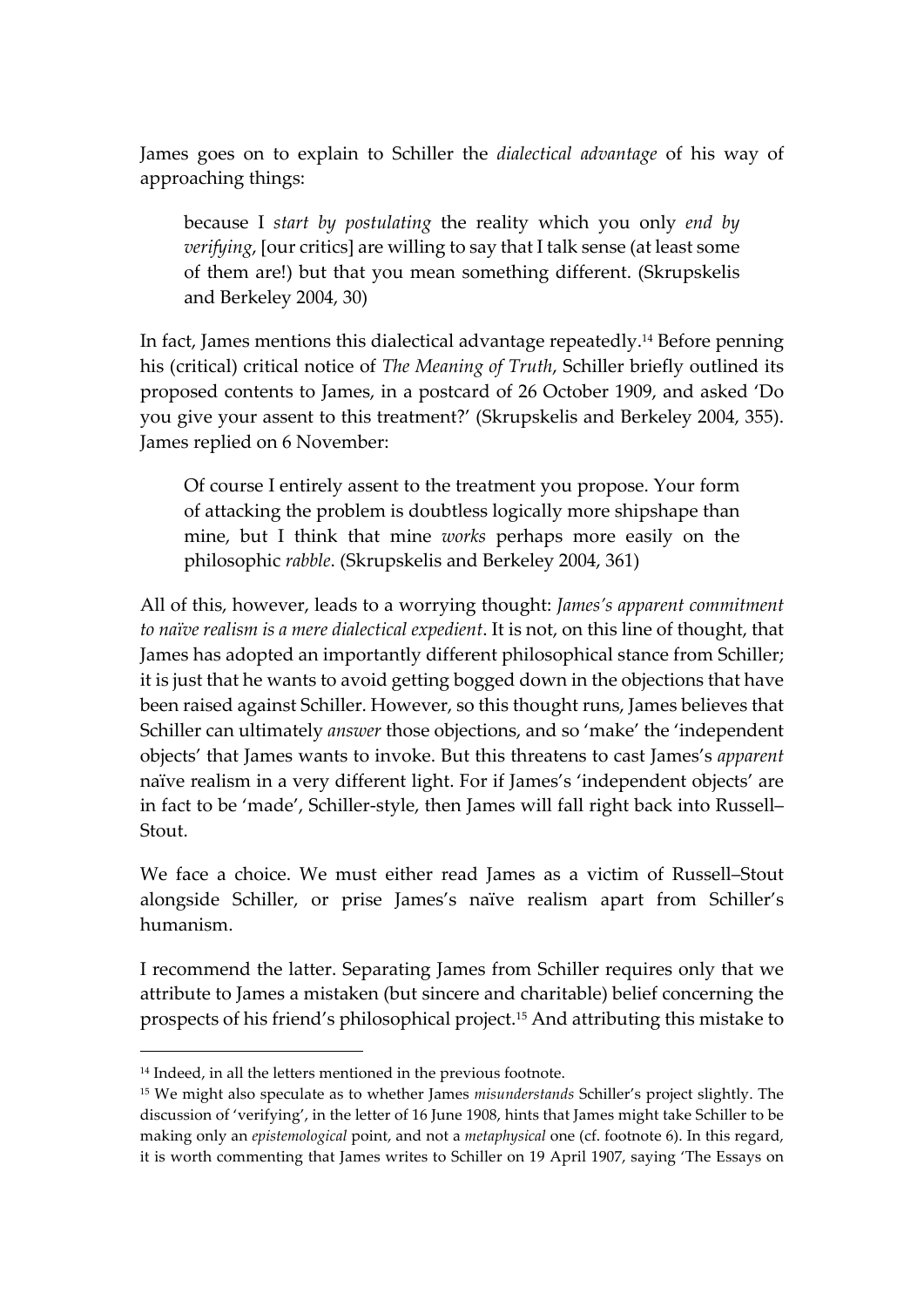James goes on to explain to Schiller the *dialectical advantage* of his way of approaching things:

> because I *start by postulating* the reality which you only *end by verifying*, [our critics] are willing to say that I talk sense (at least some of them are!) but that you mean something different. (Skrupskelis and Berkeley 2004, 30)

In fact, James mentions this dialectical advantage repeatedly.[14] Before penning his (critical) critical notice of *The Meaning of Truth*, Schiller briefly outlined its proposed contents to James, in a postcard of 26 October 1909, and asked 'Do you give your assent to this treatment?' (Skrupskelis and Berkeley 2004, 355). James replied on 6 November:

> Of course I entirely assent to the treatment you propose. Your form of attacking the problem is doubtless logically more shipshape than mine, but I think that mine *works* perhaps more easily on the philosophic *rabble*. (Skrupskelis and Berkeley 2004, 361)

All of this, however, leads to a worrying thought: *James's apparent commitment to naïve realism is a mere dialectical expedient*. It is not, on this line of thought, that James has adopted an importantly different philosophical stance from Schiller; it is just that he wants to avoid getting bogged down in the objections that have been raised against Schiller. However, so this thought runs, James believes that Schiller can ultimately *answer* those objections, and so 'make' the 'independent objects' that James wants to invoke. But this threatens to cast James's *apparent* naïve realism in a very different light. For if James's 'independent objects' are in fact to be 'made', Schiller-style, then James will fall right back into Russell–Stout.

We face a choice. We must either read James as a victim of Russell–Stout alongside Schiller, or prise James's naïve realism apart from Schiller's humanism.

I recommend the latter. Separating James from Schiller requires only that we attribute to James a mistaken (but sincere and charitable) belief concerning the prospects of his friend's philosophical project.[15] And attributing this mistake to

---

[14] Indeed, in all the letters mentioned in the previous footnote.

[15] We might also speculate as to whether James *misunderstands* Schiller's project slightly. The discussion of 'verifying', in the letter of 16 June 1908, hints that James might take Schiller to be making only an *epistemological* point, and not a *metaphysical* one (cf. footnote 6). In this regard, it is worth commenting that James writes to Schiller on 19 April 1907, saying 'The Essays on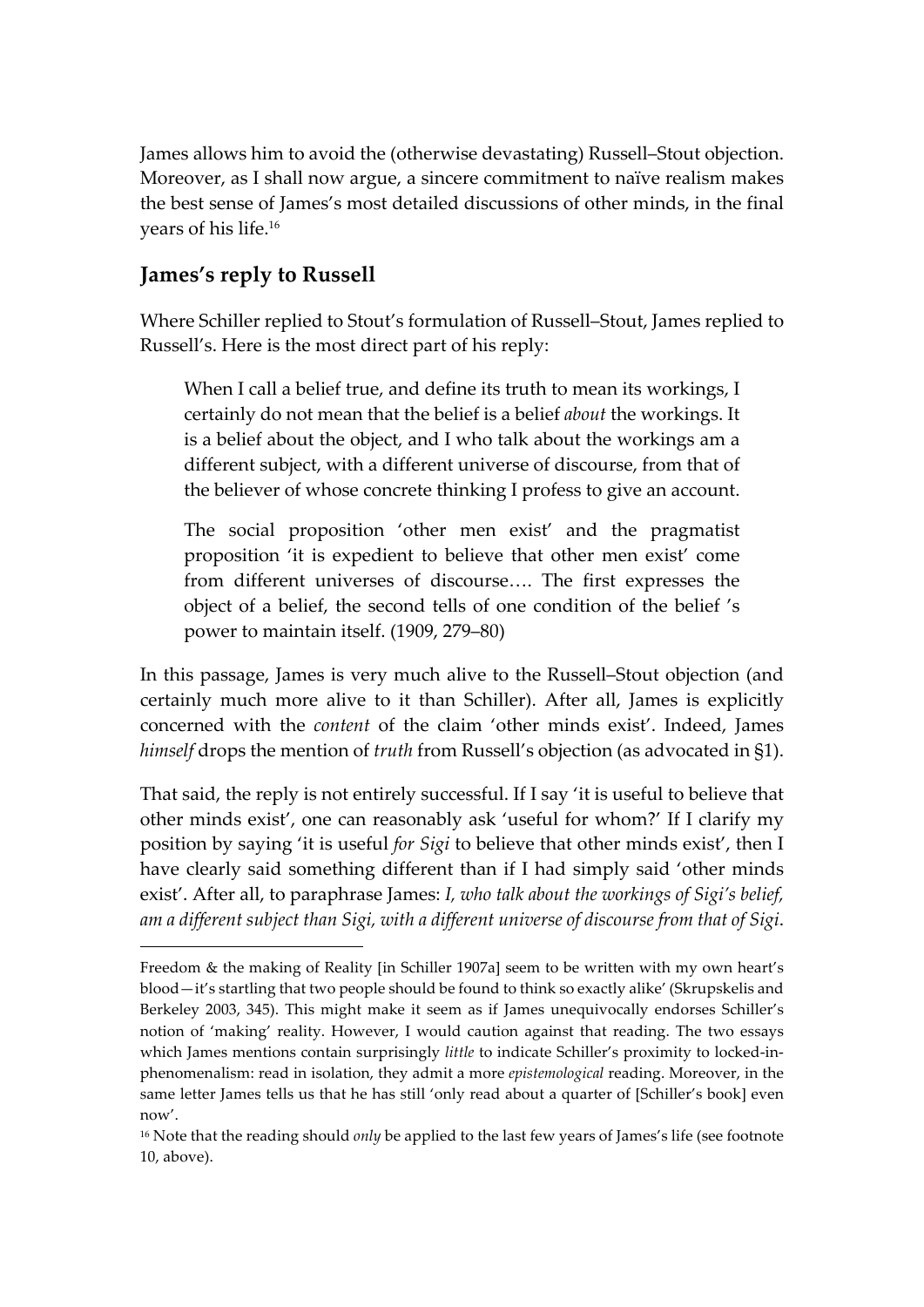James allows him to avoid the (otherwise devastating) Russell–Stout objection. Moreover, as I shall now argue, a sincere commitment to naïve realism makes the best sense of James's most detailed discussions of other minds, in the final years of his life.[16]

## James's reply to Russell

Where Schiller replied to Stout's formulation of Russell–Stout, James replied to Russell's. Here is the most direct part of his reply:

> When I call a belief true, and define its truth to mean its workings, I certainly do not mean that the belief is a belief *about* the workings. It is a belief about the object, and I who talk about the workings am a different subject, with a different universe of discourse, from that of the believer of whose concrete thinking I profess to give an account.
>
> The social proposition 'other men exist' and the pragmatist proposition 'it is expedient to believe that other men exist' come from different universes of discourse…. The first expresses the object of a belief, the second tells of one condition of the belief 's power to maintain itself. (1909, 279–80)

In this passage, James is very much alive to the Russell–Stout objection (and certainly much more alive to it than Schiller). After all, James is explicitly concerned with the *content* of the claim 'other minds exist'. Indeed, James *himself* drops the mention of *truth* from Russell's objection (as advocated in §1).

That said, the reply is not entirely successful. If I say 'it is useful to believe that other minds exist', one can reasonably ask 'useful for whom?' If I clarify my position by saying 'it is useful *for Sigi* to believe that other minds exist', then I have clearly said something different than if I had simply said 'other minds exist'. After all, to paraphrase James: *I, who talk about the workings of Sigi's belief, am a different subject than Sigi, with a different universe of discourse from that of Sigi*.

---

Freedom & the making of Reality [in Schiller 1907a] seem to be written with my own heart's blood—it's startling that two people should be found to think so exactly alike' (Skrupskelis and Berkeley 2003, 345). This might make it seem as if James unequivocally endorses Schiller's notion of 'making' reality. However, I would caution against that reading. The two essays which James mentions contain surprisingly *little* to indicate Schiller's proximity to locked-in-phenomenalism: read in isolation, they admit a more *epistemological* reading. Moreover, in the same letter James tells us that he has still 'only read about a quarter of [Schiller's book] even now'.

[16] Note that the reading should *only* be applied to the last few years of James's life (see footnote 10, above).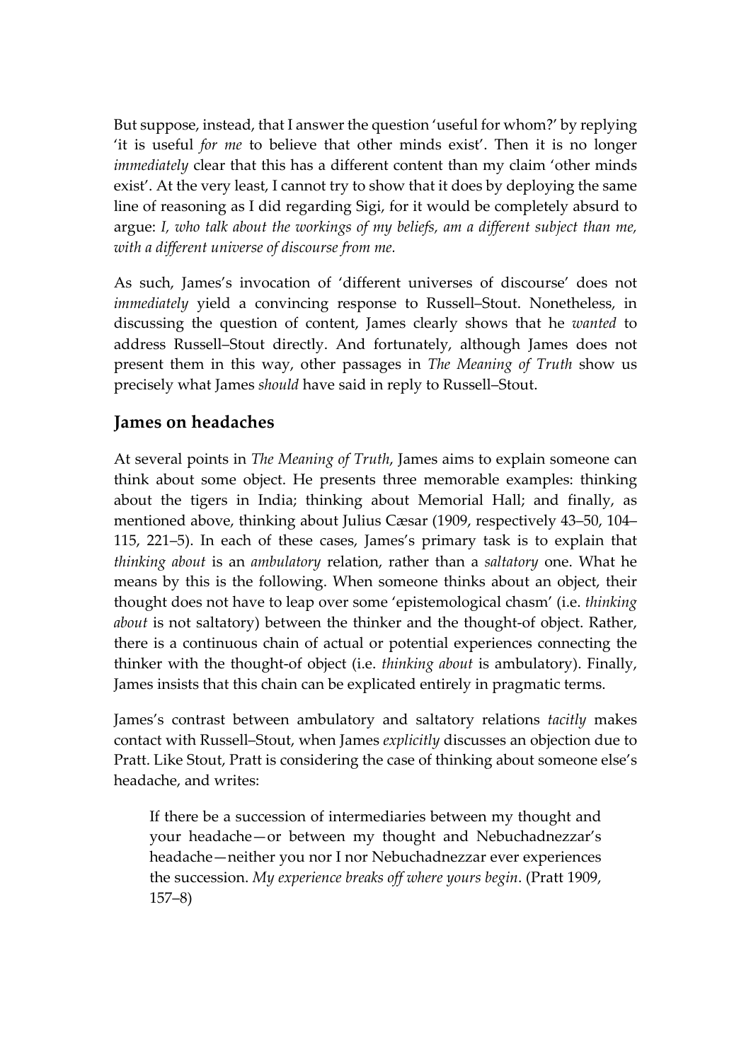But suppose, instead, that I answer the question 'useful for whom?' by replying 'it is useful *for me* to believe that other minds exist'. Then it is no longer *immediately* clear that this has a different content than my claim 'other minds exist'. At the very least, I cannot try to show that it does by deploying the same line of reasoning as I did regarding Sigi, for it would be completely absurd to argue: *I, who talk about the workings of my beliefs, am a different subject than me, with a different universe of discourse from me.*

As such, James's invocation of 'different universes of discourse' does not *immediately* yield a convincing response to Russell–Stout. Nonetheless, in discussing the question of content, James clearly shows that he *wanted* to address Russell–Stout directly. And fortunately, although James does not present them in this way, other passages in *The Meaning of Truth* show us precisely what James *should* have said in reply to Russell–Stout.

## James on headaches

At several points in *The Meaning of Truth*, James aims to explain someone can think about some object. He presents three memorable examples: thinking about the tigers in India; thinking about Memorial Hall; and finally, as mentioned above, thinking about Julius Cæsar (1909, respectively 43–50, 104–115, 221–5). In each of these cases, James's primary task is to explain that *thinking about* is an *ambulatory* relation, rather than a *saltatory* one. What he means by this is the following. When someone thinks about an object, their thought does not have to leap over some 'epistemological chasm' (i.e. *thinking about* is not saltatory) between the thinker and the thought-of object. Rather, there is a continuous chain of actual or potential experiences connecting the thinker with the thought-of object (i.e. *thinking about* is ambulatory). Finally, James insists that this chain can be explicated entirely in pragmatic terms.

James's contrast between ambulatory and saltatory relations *tacitly* makes contact with Russell–Stout, when James *explicitly* discusses an objection due to Pratt. Like Stout, Pratt is considering the case of thinking about someone else's headache, and writes:

> If there be a succession of intermediaries between my thought and your headache—or between my thought and Nebuchadnezzar's headache—neither you nor I nor Nebuchadnezzar ever experiences the succession. *My experience breaks off where yours begin*. (Pratt 1909, 157–8)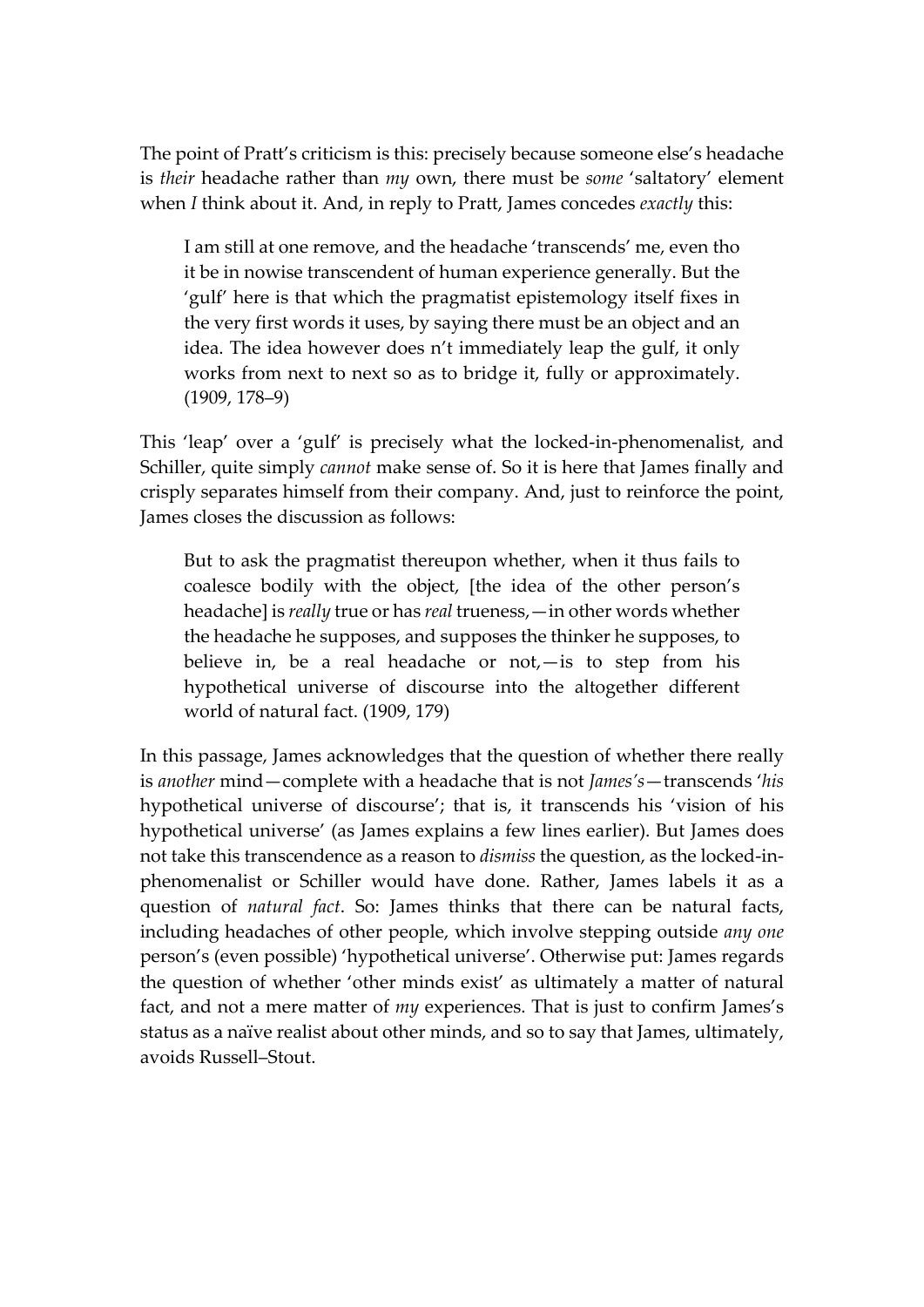The point of Pratt's criticism is this: precisely because someone else's headache is *their* headache rather than *my* own, there must be *some* 'saltatory' element when *I* think about it. And, in reply to Pratt, James concedes *exactly* this:

> I am still at one remove, and the headache 'transcends' me, even tho it be in nowise transcendent of human experience generally. But the 'gulf' here is that which the pragmatist epistemology itself fixes in the very first words it uses, by saying there must be an object and an idea. The idea however does n't immediately leap the gulf, it only works from next to next so as to bridge it, fully or approximately. (1909, 178–9)

This 'leap' over a 'gulf' is precisely what the locked-in-phenomenalist, and Schiller, quite simply *cannot* make sense of. So it is here that James finally and crisply separates himself from their company. And, just to reinforce the point, James closes the discussion as follows:

> But to ask the pragmatist thereupon whether, when it thus fails to coalesce bodily with the object, [the idea of the other person's headache] is *really* true or has *real* trueness,—in other words whether the headache he supposes, and supposes the thinker he supposes, to believe in, be a real headache or not,—is to step from his hypothetical universe of discourse into the altogether different world of natural fact. (1909, 179)

In this passage, James acknowledges that the question of whether there really is *another* mind—complete with a headache that is not *James's*—transcends '*his* hypothetical universe of discourse'; that is, it transcends his 'vision of his hypothetical universe' (as James explains a few lines earlier). But James does not take this transcendence as a reason to *dismiss* the question, as the locked-in-phenomenalist or Schiller would have done. Rather, James labels it as a question of *natural fact*. So: James thinks that there can be natural facts, including headaches of other people, which involve stepping outside *any one* person's (even possible) 'hypothetical universe'. Otherwise put: James regards the question of whether 'other minds exist' as ultimately a matter of natural fact, and not a mere matter of *my* experiences. That is just to confirm James's status as a naïve realist about other minds, and so to say that James, ultimately, avoids Russell–Stout.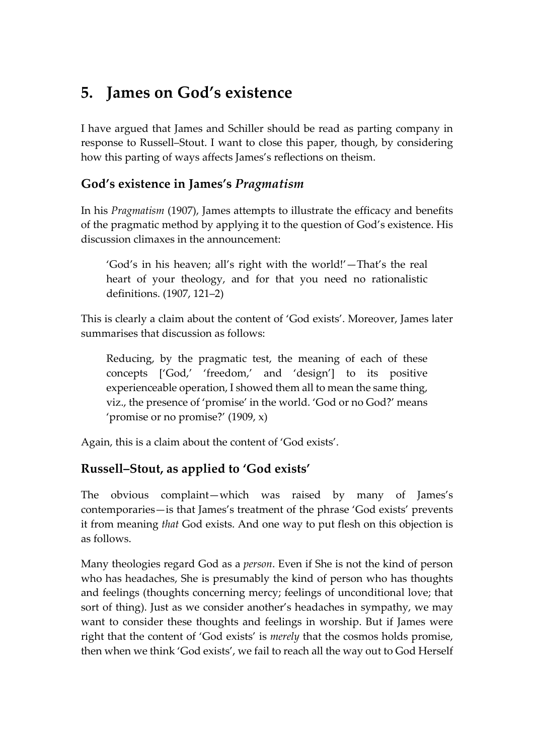# 5. James on God's existence

I have argued that James and Schiller should be read as parting company in response to Russell–Stout. I want to close this paper, though, by considering how this parting of ways affects James's reflections on theism.

## God's existence in James's *Pragmatism*

In his *Pragmatism* (1907), James attempts to illustrate the efficacy and benefits of the pragmatic method by applying it to the question of God's existence. His discussion climaxes in the announcement:

> 'God's in his heaven; all's right with the world!'—That's the real heart of your theology, and for that you need no rationalistic definitions. (1907, 121–2)

This is clearly a claim about the content of 'God exists'. Moreover, James later summarises that discussion as follows:

> Reducing, by the pragmatic test, the meaning of each of these concepts ['God,' 'freedom,' and 'design'] to its positive experienceable operation, I showed them all to mean the same thing, viz., the presence of 'promise' in the world. 'God or no God?' means 'promise or no promise?' (1909, x)

Again, this is a claim about the content of 'God exists'.

## Russell–Stout, as applied to 'God exists'

The obvious complaint—which was raised by many of James's contemporaries—is that James's treatment of the phrase 'God exists' prevents it from meaning *that* God exists. And one way to put flesh on this objection is as follows.

Many theologies regard God as a *person*. Even if She is not the kind of person who has headaches, She is presumably the kind of person who has thoughts and feelings (thoughts concerning mercy; feelings of unconditional love; that sort of thing). Just as we consider another's headaches in sympathy, we may want to consider these thoughts and feelings in worship. But if James were right that the content of 'God exists' is *merely* that the cosmos holds promise, then when we think 'God exists', we fail to reach all the way out to God Herself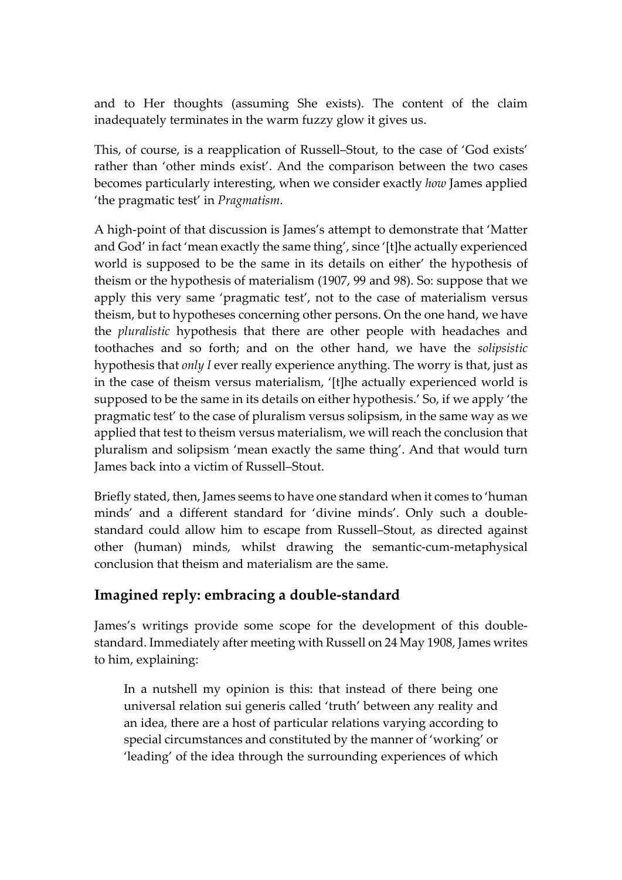and to Her thoughts (assuming She exists). The content of the claim inadequately terminates in the warm fuzzy glow it gives us.

This, of course, is a reapplication of Russell–Stout, to the case of 'God exists' rather than 'other minds exist'. And the comparison between the two cases becomes particularly interesting, when we consider exactly *how* James applied 'the pragmatic test' in *Pragmatism*.

A high-point of that discussion is James's attempt to demonstrate that 'Matter and God' in fact 'mean exactly the same thing', since '[t]he actually experienced world is supposed to be the same in its details on either' the hypothesis of theism or the hypothesis of materialism (1907, 99 and 98). So: suppose that we apply this very same 'pragmatic test', not to the case of materialism versus theism, but to hypotheses concerning other persons. On the one hand, we have the *pluralistic* hypothesis that there are other people with headaches and toothaches and so forth; and on the other hand, we have the *solipsistic* hypothesis that *only I* ever really experience anything. The worry is that, just as in the case of theism versus materialism, '[t]he actually experienced world is supposed to be the same in its details on either hypothesis.' So, if we apply 'the pragmatic test' to the case of pluralism versus solipsism, in the same way as we applied that test to theism versus materialism, we will reach the conclusion that pluralism and solipsism 'mean exactly the same thing'. And that would turn James back into a victim of Russell–Stout.

Briefly stated, then, James seems to have one standard when it comes to 'human minds' and a different standard for 'divine minds'. Only such a double-standard could allow him to escape from Russell–Stout, as directed against other (human) minds, whilst drawing the semantic-cum-metaphysical conclusion that theism and materialism are the same.

## Imagined reply: embracing a double-standard

James's writings provide some scope for the development of this double-standard. Immediately after meeting with Russell on 24 May 1908, James writes to him, explaining:

> In a nutshell my opinion is this: that instead of there being one universal relation sui generis called 'truth' between any reality and an idea, there are a host of particular relations varying according to special circumstances and constituted by the manner of 'working' or 'leading' of the idea through the surrounding experiences of which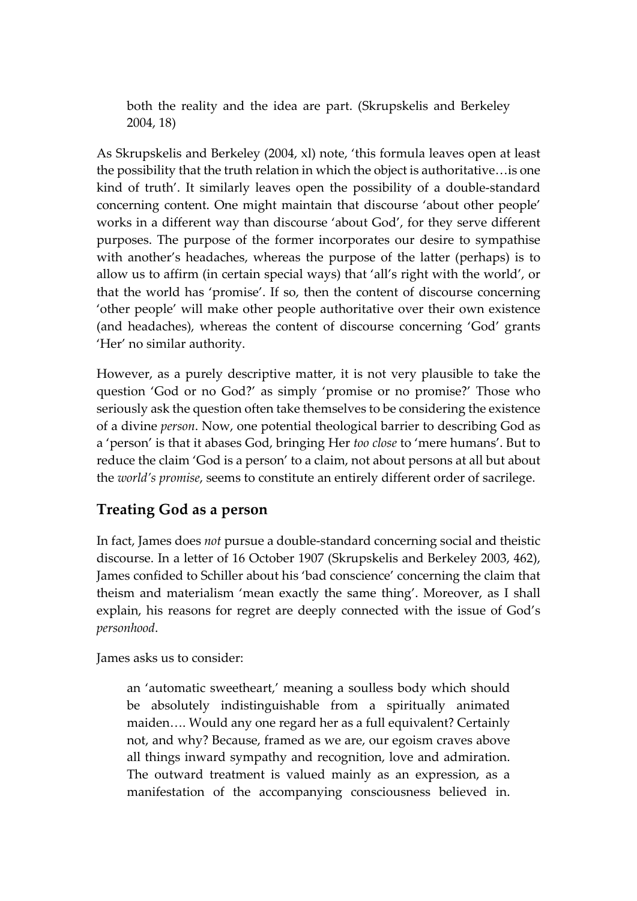> both the reality and the idea are part. (Skrupskelis and Berkeley 2004, 18)

As Skrupskelis and Berkeley (2004, xl) note, 'this formula leaves open at least the possibility that the truth relation in which the object is authoritative…is one kind of truth'. It similarly leaves open the possibility of a double-standard concerning content. One might maintain that discourse 'about other people' works in a different way than discourse 'about God', for they serve different purposes. The purpose of the former incorporates our desire to sympathise with another's headaches, whereas the purpose of the latter (perhaps) is to allow us to affirm (in certain special ways) that 'all's right with the world', or that the world has 'promise'. If so, then the content of discourse concerning 'other people' will make other people authoritative over their own existence (and headaches), whereas the content of discourse concerning 'God' grants 'Her' no similar authority.

However, as a purely descriptive matter, it is not very plausible to take the question 'God or no God?' as simply 'promise or no promise?' Those who seriously ask the question often take themselves to be considering the existence of a divine *person*. Now, one potential theological barrier to describing God as a 'person' is that it abases God, bringing Her *too close* to 'mere humans'. But to reduce the claim 'God is a person' to a claim, not about persons at all but about the *world's promise*, seems to constitute an entirely different order of sacrilege.

## Treating God as a person

In fact, James does *not* pursue a double-standard concerning social and theistic discourse. In a letter of 16 October 1907 (Skrupskelis and Berkeley 2003, 462), James confided to Schiller about his 'bad conscience' concerning the claim that theism and materialism 'mean exactly the same thing'. Moreover, as I shall explain, his reasons for regret are deeply connected with the issue of God's *personhood*.

James asks us to consider:

> an 'automatic sweetheart,' meaning a soulless body which should be absolutely indistinguishable from a spiritually animated maiden…. Would any one regard her as a full equivalent? Certainly not, and why? Because, framed as we are, our egoism craves above all things inward sympathy and recognition, love and admiration. The outward treatment is valued mainly as an expression, as a manifestation of the accompanying consciousness believed in.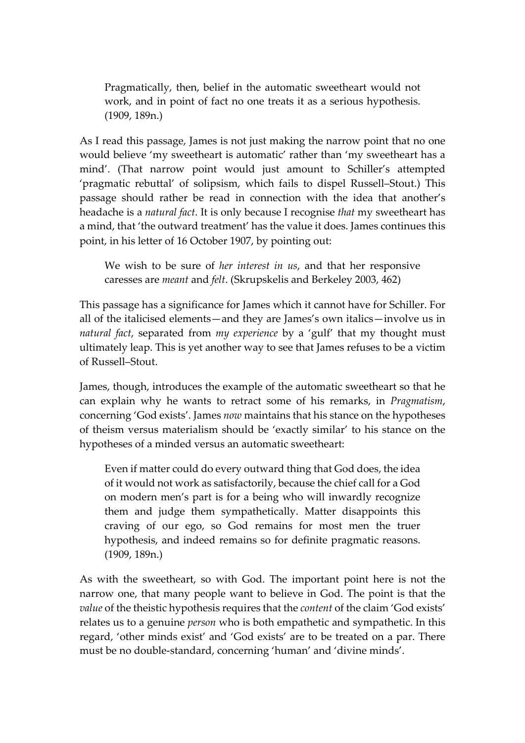> Pragmatically, then, belief in the automatic sweetheart would not work, and in point of fact no one treats it as a serious hypothesis. (1909, 189n.)

As I read this passage, James is not just making the narrow point that no one would believe 'my sweetheart is automatic' rather than 'my sweetheart has a mind'. (That narrow point would just amount to Schiller's attempted 'pragmatic rebuttal' of solipsism, which fails to dispel Russell–Stout.) This passage should rather be read in connection with the idea that another's headache is a *natural fact*. It is only because I recognise *that* my sweetheart has a mind, that 'the outward treatment' has the value it does. James continues this point, in his letter of 16 October 1907, by pointing out:

> We wish to be sure of *her interest in us*, and that her responsive caresses are *meant* and *felt*. (Skrupskelis and Berkeley 2003, 462)

This passage has a significance for James which it cannot have for Schiller. For all of the italicised elements—and they are James's own italics—involve us in *natural fact*, separated from *my experience* by a 'gulf' that my thought must ultimately leap. This is yet another way to see that James refuses to be a victim of Russell–Stout.

James, though, introduces the example of the automatic sweetheart so that he can explain why he wants to retract some of his remarks, in *Pragmatism*, concerning 'God exists'. James *now* maintains that his stance on the hypotheses of theism versus materialism should be 'exactly similar' to his stance on the hypotheses of a minded versus an automatic sweetheart:

> Even if matter could do every outward thing that God does, the idea of it would not work as satisfactorily, because the chief call for a God on modern men's part is for a being who will inwardly recognize them and judge them sympathetically. Matter disappoints this craving of our ego, so God remains for most men the truer hypothesis, and indeed remains so for definite pragmatic reasons. (1909, 189n.)

As with the sweetheart, so with God. The important point here is not the narrow one, that many people want to believe in God. The point is that the *value* of the theistic hypothesis requires that the *content* of the claim 'God exists' relates us to a genuine *person* who is both empathetic and sympathetic. In this regard, 'other minds exist' and 'God exists' are to be treated on a par. There must be no double-standard, concerning 'human' and 'divine minds'.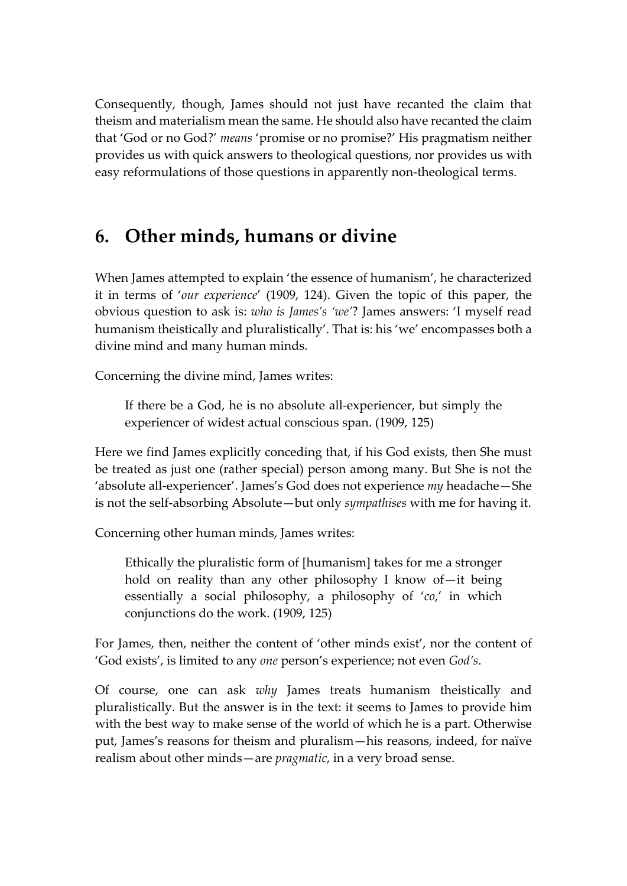Consequently, though, James should not just have recanted the claim that theism and materialism mean the same. He should also have recanted the claim that 'God or no God?' *means* 'promise or no promise?' His pragmatism neither provides us with quick answers to theological questions, nor provides us with easy reformulations of those questions in apparently non-theological terms.

## 6. Other minds, humans or divine

When James attempted to explain 'the essence of humanism', he characterized it in terms of '*our experience*' (1909, 124). Given the topic of this paper, the obvious question to ask is: *who is James's 'we'*? James answers: 'I myself read humanism theistically and pluralistically'. That is: his 'we' encompasses both a divine mind and many human minds.

Concerning the divine mind, James writes:

> If there be a God, he is no absolute all-experiencer, but simply the experiencer of widest actual conscious span. (1909, 125)

Here we find James explicitly conceding that, if his God exists, then She must be treated as just one (rather special) person among many. But She is not the 'absolute all-experiencer'. James's God does not experience *my* headache—She is not the self-absorbing Absolute—but only *sympathises* with me for having it.

Concerning other human minds, James writes:

> Ethically the pluralistic form of [humanism] takes for me a stronger hold on reality than any other philosophy I know of—it being essentially a social philosophy, a philosophy of '*co*,' in which conjunctions do the work. (1909, 125)

For James, then, neither the content of 'other minds exist', nor the content of 'God exists', is limited to any *one* person's experience; not even *God's*.

Of course, one can ask *why* James treats humanism theistically and pluralistically. But the answer is in the text: it seems to James to provide him with the best way to make sense of the world of which he is a part. Otherwise put, James's reasons for theism and pluralism—his reasons, indeed, for naïve realism about other minds—are *pragmatic*, in a very broad sense.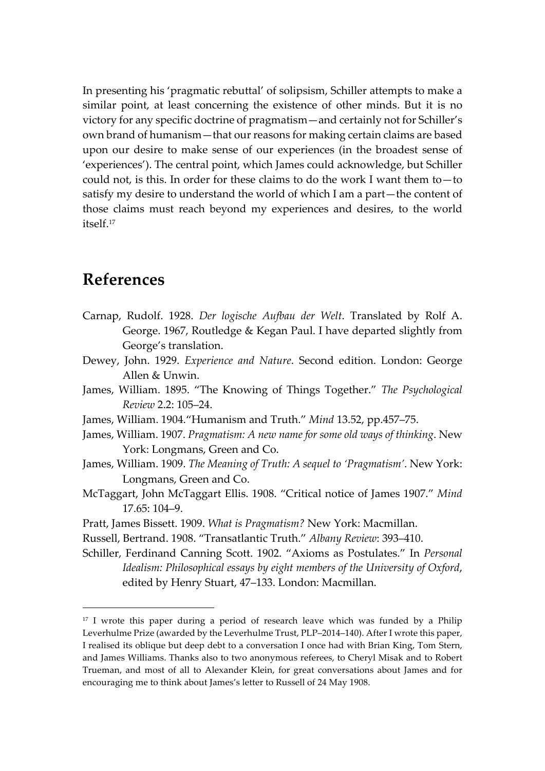In presenting his 'pragmatic rebuttal' of solipsism, Schiller attempts to make a similar point, at least concerning the existence of other minds. But it is no victory for any specific doctrine of pragmatism—and certainly not for Schiller's own brand of humanism—that our reasons for making certain claims are based upon our desire to make sense of our experiences (in the broadest sense of 'experiences'). The central point, which James could acknowledge, but Schiller could not, is this. In order for these claims to do the work I want them to—to satisfy my desire to understand the world of which I am a part—the content of those claims must reach beyond my experiences and desires, to the world itself.[17]

## References

Carnap, Rudolf. 1928. *Der logische Aufbau der Welt*. Translated by Rolf A. George. 1967, Routledge & Kegan Paul. I have departed slightly from George's translation.

Dewey, John. 1929. *Experience and Nature*. Second edition. London: George Allen & Unwin.

James, William. 1895. "The Knowing of Things Together." *The Psychological Review* 2.2: 105–24.

James, William. 1904."Humanism and Truth." *Mind* 13.52, pp.457–75.

James, William. 1907. *Pragmatism: A new name for some old ways of thinking*. New York: Longmans, Green and Co.

James, William. 1909. *The Meaning of Truth: A sequel to 'Pragmatism'*. New York: Longmans, Green and Co.

McTaggart, John McTaggart Ellis. 1908. "Critical notice of James 1907." *Mind* 17.65: 104–9.

Pratt, James Bissett. 1909. *What is Pragmatism?* New York: Macmillan.

Russell, Bertrand. 1908. "Transatlantic Truth." *Albany Review*: 393–410.

Schiller, Ferdinand Canning Scott. 1902. "Axioms as Postulates." In *Personal Idealism: Philosophical essays by eight members of the University of Oxford*, edited by Henry Stuart, 47–133. London: Macmillan.

---

[17] I wrote this paper during a period of research leave which was funded by a Philip Leverhulme Prize (awarded by the Leverhulme Trust, PLP–2014–140). After I wrote this paper, I realised its oblique but deep debt to a conversation I once had with Brian King, Tom Stern, and James Williams. Thanks also to two anonymous referees, to Cheryl Misak and to Robert Trueman, and most of all to Alexander Klein, for great conversations about James and for encouraging me to think about James's letter to Russell of 24 May 1908.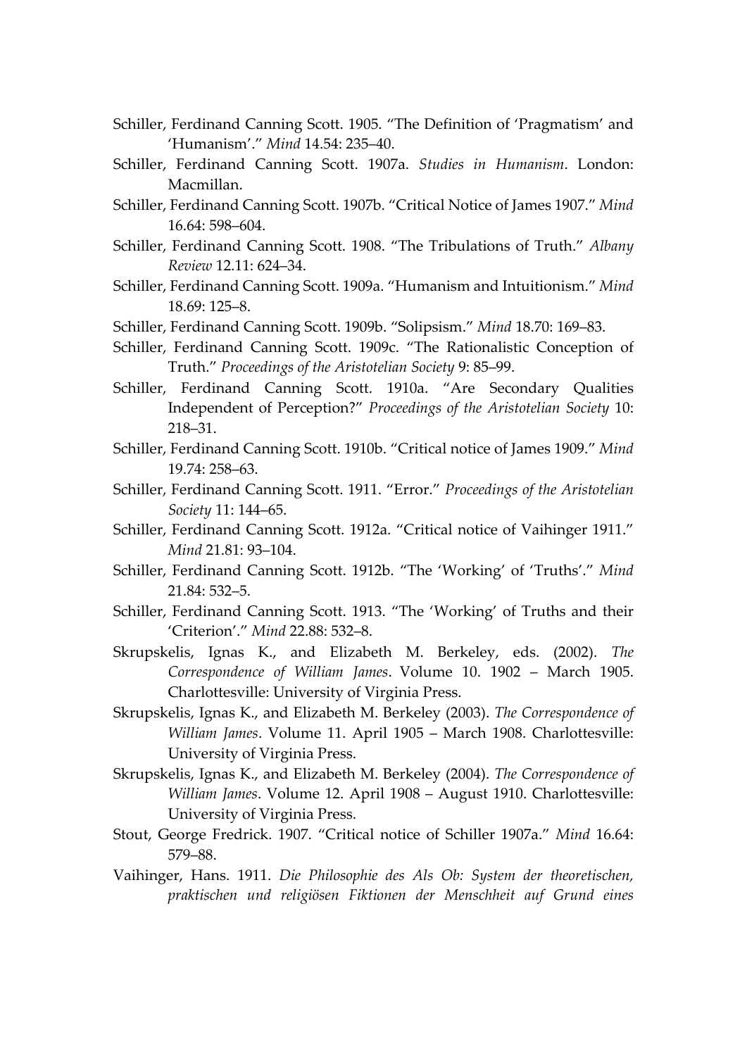Schiller, Ferdinand Canning Scott. 1905. "The Definition of 'Pragmatism' and 'Humanism'." *Mind* 14.54: 235–40.

Schiller, Ferdinand Canning Scott. 1907a. *Studies in Humanism*. London: Macmillan.

Schiller, Ferdinand Canning Scott. 1907b. "Critical Notice of James 1907." *Mind* 16.64: 598–604.

Schiller, Ferdinand Canning Scott. 1908. "The Tribulations of Truth." *Albany Review* 12.11: 624–34.

Schiller, Ferdinand Canning Scott. 1909a. "Humanism and Intuitionism." *Mind* 18.69: 125–8.

Schiller, Ferdinand Canning Scott. 1909b. "Solipsism." *Mind* 18.70: 169–83.

Schiller, Ferdinand Canning Scott. 1909c. "The Rationalistic Conception of Truth." *Proceedings of the Aristotelian Society* 9: 85–99.

Schiller, Ferdinand Canning Scott. 1910a. "Are Secondary Qualities Independent of Perception?" *Proceedings of the Aristotelian Society* 10: 218–31.

Schiller, Ferdinand Canning Scott. 1910b. "Critical notice of James 1909." *Mind* 19.74: 258–63.

Schiller, Ferdinand Canning Scott. 1911. "Error." *Proceedings of the Aristotelian Society* 11: 144–65.

Schiller, Ferdinand Canning Scott. 1912a. "Critical notice of Vaihinger 1911." *Mind* 21.81: 93–104.

Schiller, Ferdinand Canning Scott. 1912b. "The 'Working' of 'Truths'." *Mind* 21.84: 532–5.

Schiller, Ferdinand Canning Scott. 1913. "The 'Working' of Truths and their 'Criterion'." *Mind* 22.88: 532–8.

Skrupskelis, Ignas K., and Elizabeth M. Berkeley, eds. (2002). *The Correspondence of William James*. Volume 10. 1902 – March 1905. Charlottesville: University of Virginia Press.

Skrupskelis, Ignas K., and Elizabeth M. Berkeley (2003). *The Correspondence of William James*. Volume 11. April 1905 – March 1908. Charlottesville: University of Virginia Press.

Skrupskelis, Ignas K., and Elizabeth M. Berkeley (2004). *The Correspondence of William James*. Volume 12. April 1908 – August 1910. Charlottesville: University of Virginia Press.

Stout, George Fredrick. 1907. "Critical notice of Schiller 1907a." *Mind* 16.64: 579–88.

Vaihinger, Hans. 1911. *Die Philosophie des Als Ob: System der theoretischen, praktischen und religiösen Fiktionen der Menschheit auf Grund eines*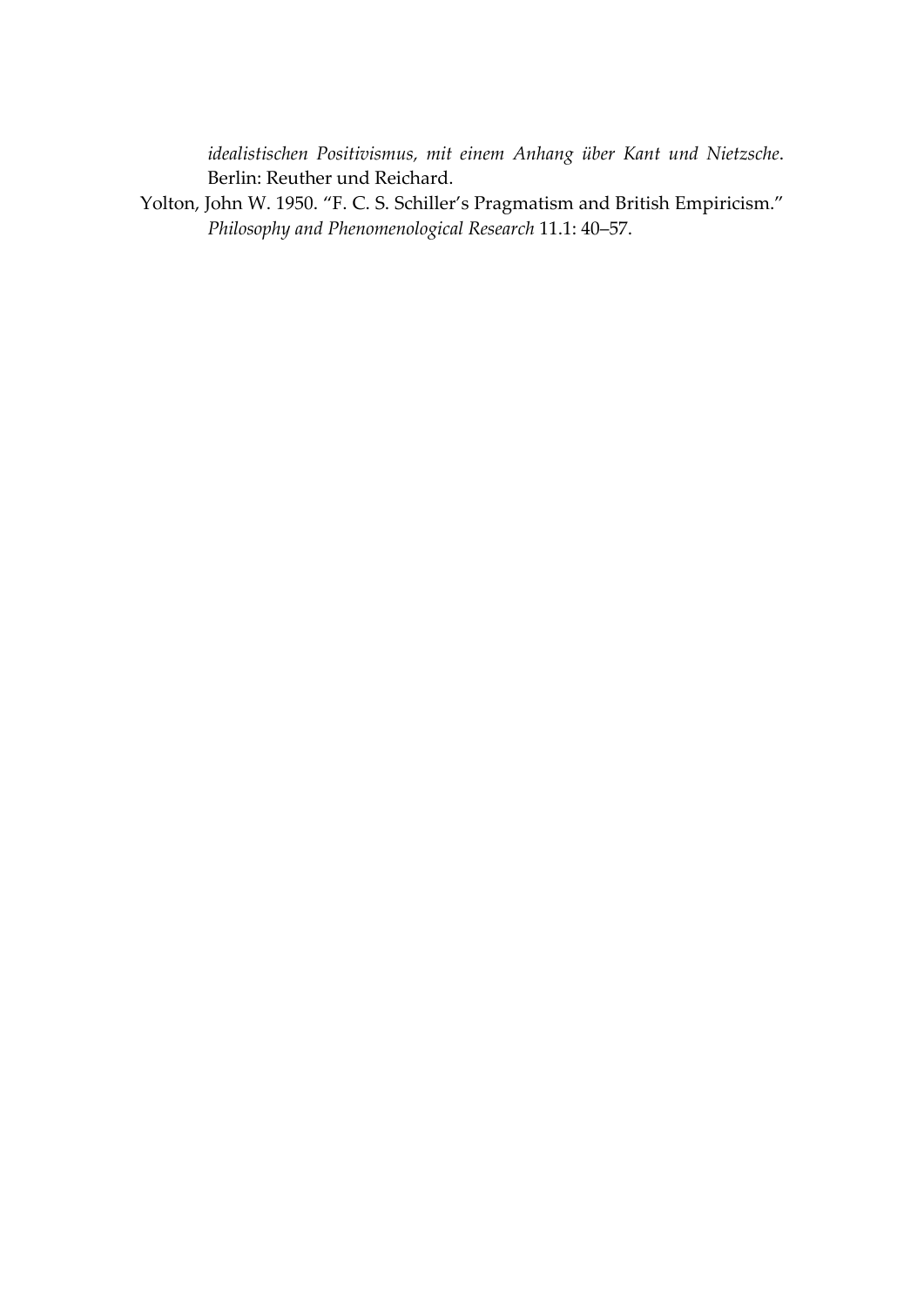*idealistischen Positivismus, mit einem Anhang über Kant und Nietzsche*. Berlin: Reuther und Reichard.

Yolton, John W. 1950. "F. C. S. Schiller's Pragmatism and British Empiricism." *Philosophy and Phenomenological Research* 11.1: 40–57.